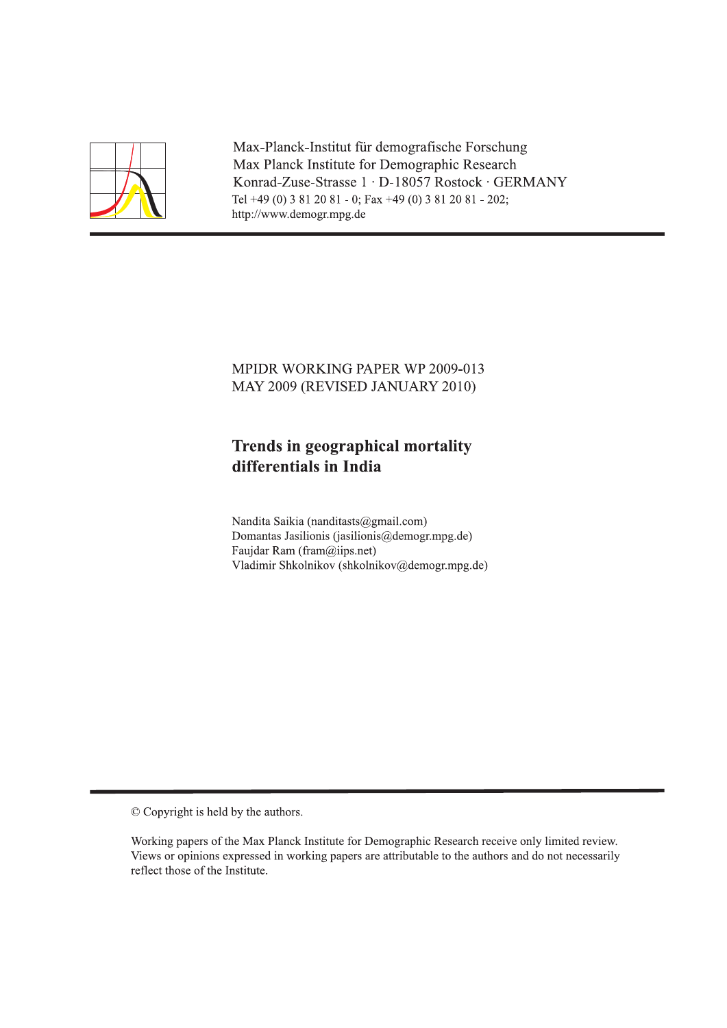Max-Planck-Institut für demografische Forschung
Max Planck Institute for Demographic Research
Konrad-Zuse-Strasse 1 · D-18057 Rostock · GERMANY
Tel +49 (0) 3 81 20 81 - 0; Fax +49 (0) 3 81 20 81 - 202;
http://www.demogr.mpg.de

MPIDR WORKING PAPER WP 2009-013
MAY 2009 (REVISED JANUARY 2010)

# Trends in geographical mortality differentials in India

Nandita Saikia (nanditasts@gmail.com)
Domantas Jasilionis (jasilionis@demogr.mpg.de)
Faujdar Ram (fram@iips.net)
Vladimir Shkolnikov (shkolnikov@demogr.mpg.de)

© Copyright is held by the authors.

Working papers of the Max Planck Institute for Demographic Research receive only limited review. Views or opinions expressed in working papers are attributable to the authors and do not necessarily reflect those of the Institute.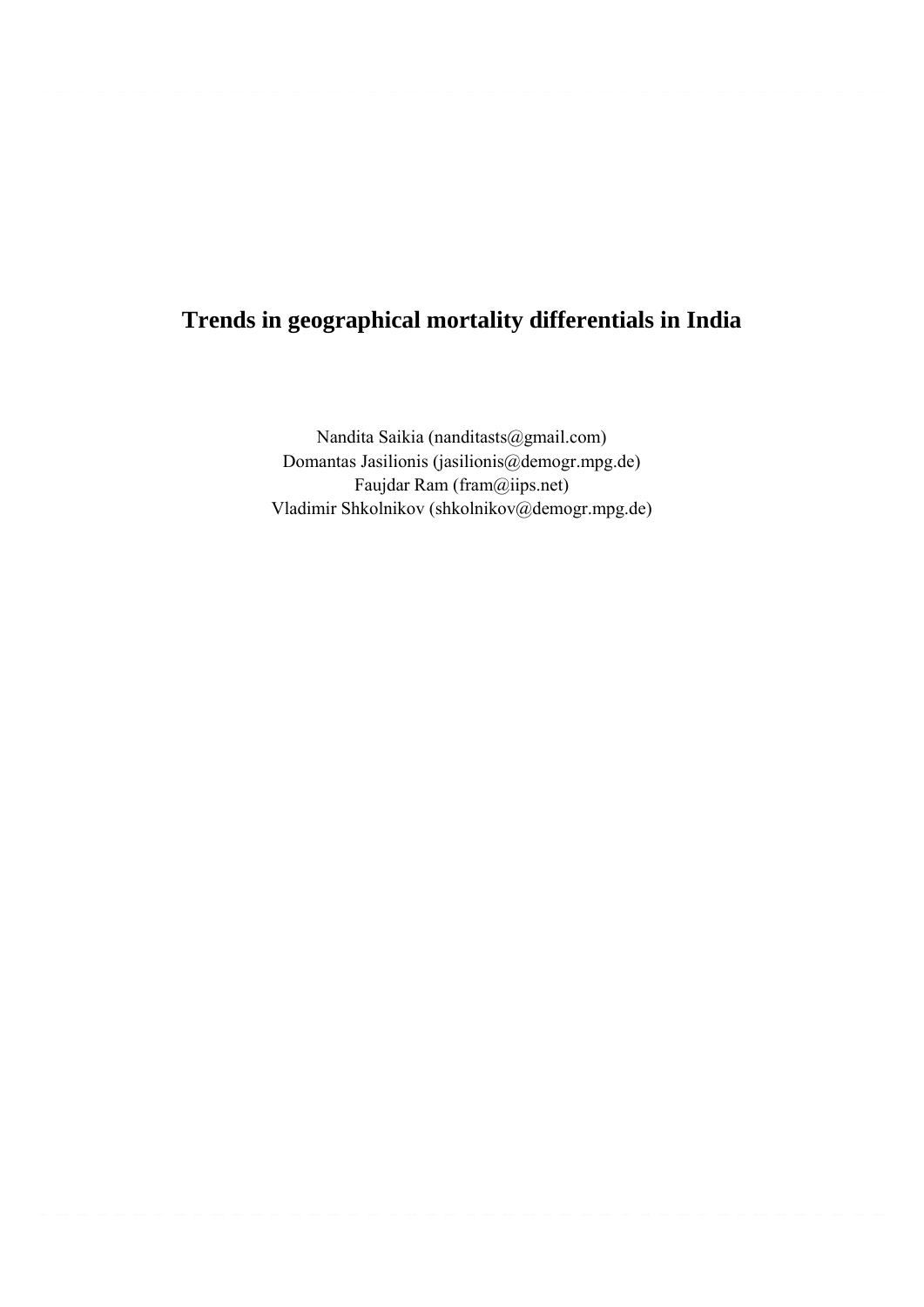# Trends in geographical mortality differentials in India

Nandita Saikia (nanditasts@gmail.com)
Domantas Jasilionis (jasilionis@demogr.mpg.de)
Faujdar Ram (fram@iips.net)
Vladimir Shkolnikov (shkolnikov@demogr.mpg.de)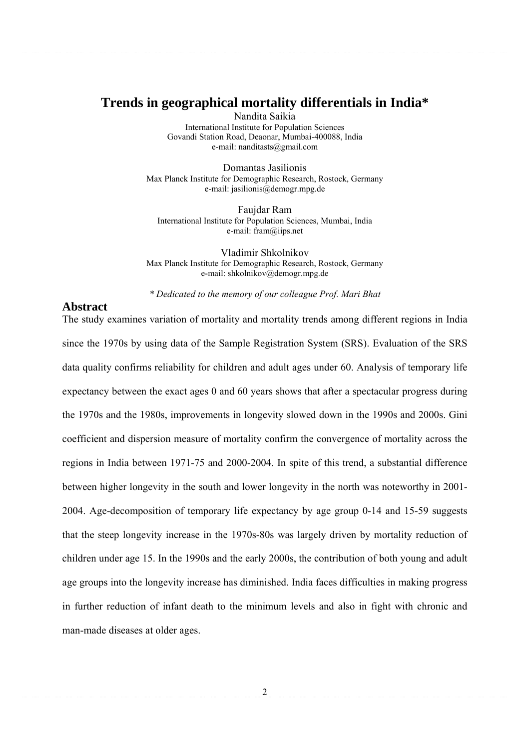# Trends in geographical mortality differentials in India*

Nandita Saikia
International Institute for Population Sciences
Govandi Station Road, Deaonar, Mumbai-400088, India
e-mail: nanditasts@gmail.com

Domantas Jasilionis
Max Planck Institute for Demographic Research, Rostock, Germany
e-mail: jasilionis@demogr.mpg.de

Faujdar Ram
International Institute for Population Sciences, Mumbai, India
e-mail: fram@iips.net

Vladimir Shkolnikov
Max Planck Institute for Demographic Research, Rostock, Germany
e-mail: shkolnikov@demogr.mpg.de

*\* Dedicated to the memory of our colleague Prof. Mari Bhat*

## Abstract

The study examines variation of mortality and mortality trends among different regions in India since the 1970s by using data of the Sample Registration System (SRS). Evaluation of the SRS data quality confirms reliability for children and adult ages under 60. Analysis of temporary life expectancy between the exact ages 0 and 60 years shows that after a spectacular progress during the 1970s and the 1980s, improvements in longevity slowed down in the 1990s and 2000s. Gini coefficient and dispersion measure of mortality confirm the convergence of mortality across the regions in India between 1971-75 and 2000-2004. In spite of this trend, a substantial difference between higher longevity in the south and lower longevity in the north was noteworthy in 2001-2004. Age-decomposition of temporary life expectancy by age group 0-14 and 15-59 suggests that the steep longevity increase in the 1970s-80s was largely driven by mortality reduction of children under age 15. In the 1990s and the early 2000s, the contribution of both young and adult age groups into the longevity increase has diminished. India faces difficulties in making progress in further reduction of infant death to the minimum levels and also in fight with chronic and man-made diseases at older ages.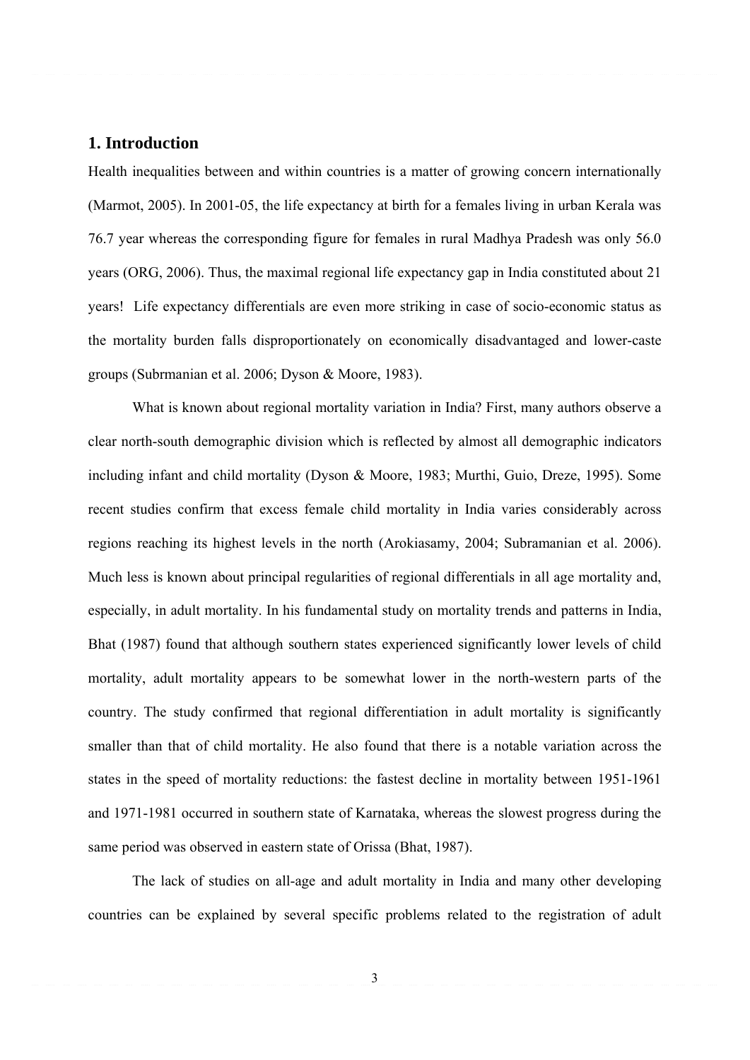## 1. Introduction

Health inequalities between and within countries is a matter of growing concern internationally (Marmot, 2005). In 2001-05, the life expectancy at birth for a females living in urban Kerala was 76.7 year whereas the corresponding figure for females in rural Madhya Pradesh was only 56.0 years (ORG, 2006). Thus, the maximal regional life expectancy gap in India constituted about 21 years! Life expectancy differentials are even more striking in case of socio-economic status as the mortality burden falls disproportionately on economically disadvantaged and lower-caste groups (Subrmanian et al. 2006; Dyson & Moore, 1983).

What is known about regional mortality variation in India? First, many authors observe a clear north-south demographic division which is reflected by almost all demographic indicators including infant and child mortality (Dyson & Moore, 1983; Murthi, Guio, Dreze, 1995). Some recent studies confirm that excess female child mortality in India varies considerably across regions reaching its highest levels in the north (Arokiasamy, 2004; Subramanian et al. 2006). Much less is known about principal regularities of regional differentials in all age mortality and, especially, in adult mortality. In his fundamental study on mortality trends and patterns in India, Bhat (1987) found that although southern states experienced significantly lower levels of child mortality, adult mortality appears to be somewhat lower in the north-western parts of the country. The study confirmed that regional differentiation in adult mortality is significantly smaller than that of child mortality. He also found that there is a notable variation across the states in the speed of mortality reductions: the fastest decline in mortality between 1951-1961 and 1971-1981 occurred in southern state of Karnataka, whereas the slowest progress during the same period was observed in eastern state of Orissa (Bhat, 1987).

The lack of studies on all-age and adult mortality in India and many other developing countries can be explained by several specific problems related to the registration of adult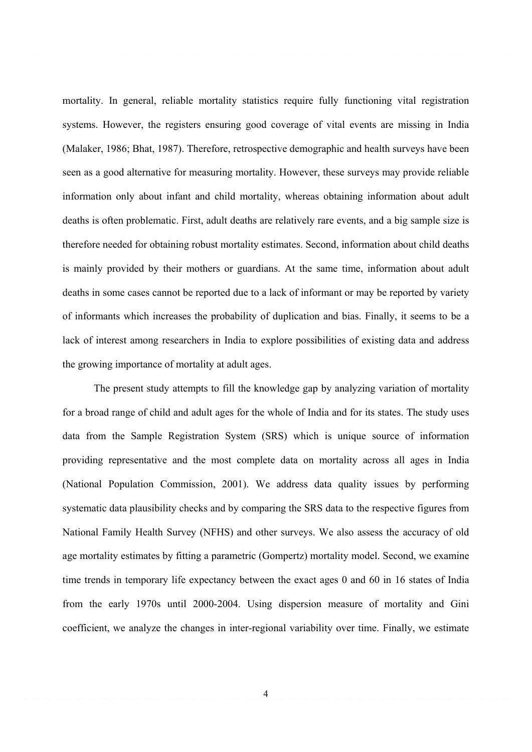mortality. In general, reliable mortality statistics require fully functioning vital registration systems. However, the registers ensuring good coverage of vital events are missing in India (Malaker, 1986; Bhat, 1987). Therefore, retrospective demographic and health surveys have been seen as a good alternative for measuring mortality. However, these surveys may provide reliable information only about infant and child mortality, whereas obtaining information about adult deaths is often problematic. First, adult deaths are relatively rare events, and a big sample size is therefore needed for obtaining robust mortality estimates. Second, information about child deaths is mainly provided by their mothers or guardians. At the same time, information about adult deaths in some cases cannot be reported due to a lack of informant or may be reported by variety of informants which increases the probability of duplication and bias. Finally, it seems to be a lack of interest among researchers in India to explore possibilities of existing data and address the growing importance of mortality at adult ages.

The present study attempts to fill the knowledge gap by analyzing variation of mortality for a broad range of child and adult ages for the whole of India and for its states. The study uses data from the Sample Registration System (SRS) which is unique source of information providing representative and the most complete data on mortality across all ages in India (National Population Commission, 2001). We address data quality issues by performing systematic data plausibility checks and by comparing the SRS data to the respective figures from National Family Health Survey (NFHS) and other surveys. We also assess the accuracy of old age mortality estimates by fitting a parametric (Gompertz) mortality model. Second, we examine time trends in temporary life expectancy between the exact ages 0 and 60 in 16 states of India from the early 1970s until 2000-2004. Using dispersion measure of mortality and Gini coefficient, we analyze the changes in inter-regional variability over time. Finally, we estimate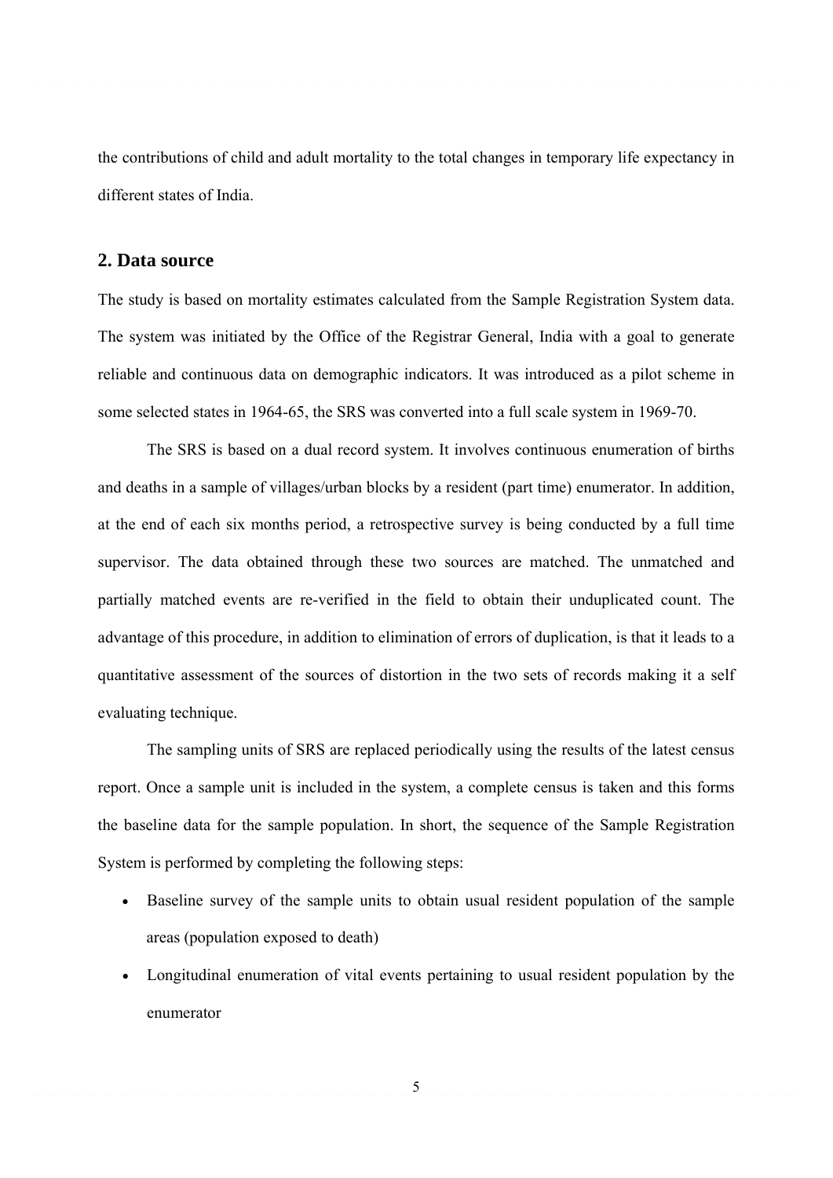the contributions of child and adult mortality to the total changes in temporary life expectancy in different states of India.

## 2. Data source

The study is based on mortality estimates calculated from the Sample Registration System data. The system was initiated by the Office of the Registrar General, India with a goal to generate reliable and continuous data on demographic indicators. It was introduced as a pilot scheme in some selected states in 1964-65, the SRS was converted into a full scale system in 1969-70.

The SRS is based on a dual record system. It involves continuous enumeration of births and deaths in a sample of villages/urban blocks by a resident (part time) enumerator. In addition, at the end of each six months period, a retrospective survey is being conducted by a full time supervisor. The data obtained through these two sources are matched. The unmatched and partially matched events are re-verified in the field to obtain their unduplicated count. The advantage of this procedure, in addition to elimination of errors of duplication, is that it leads to a quantitative assessment of the sources of distortion in the two sets of records making it a self evaluating technique.

The sampling units of SRS are replaced periodically using the results of the latest census report. Once a sample unit is included in the system, a complete census is taken and this forms the baseline data for the sample population. In short, the sequence of the Sample Registration System is performed by completing the following steps:

- Baseline survey of the sample units to obtain usual resident population of the sample areas (population exposed to death)
- Longitudinal enumeration of vital events pertaining to usual resident population by the enumerator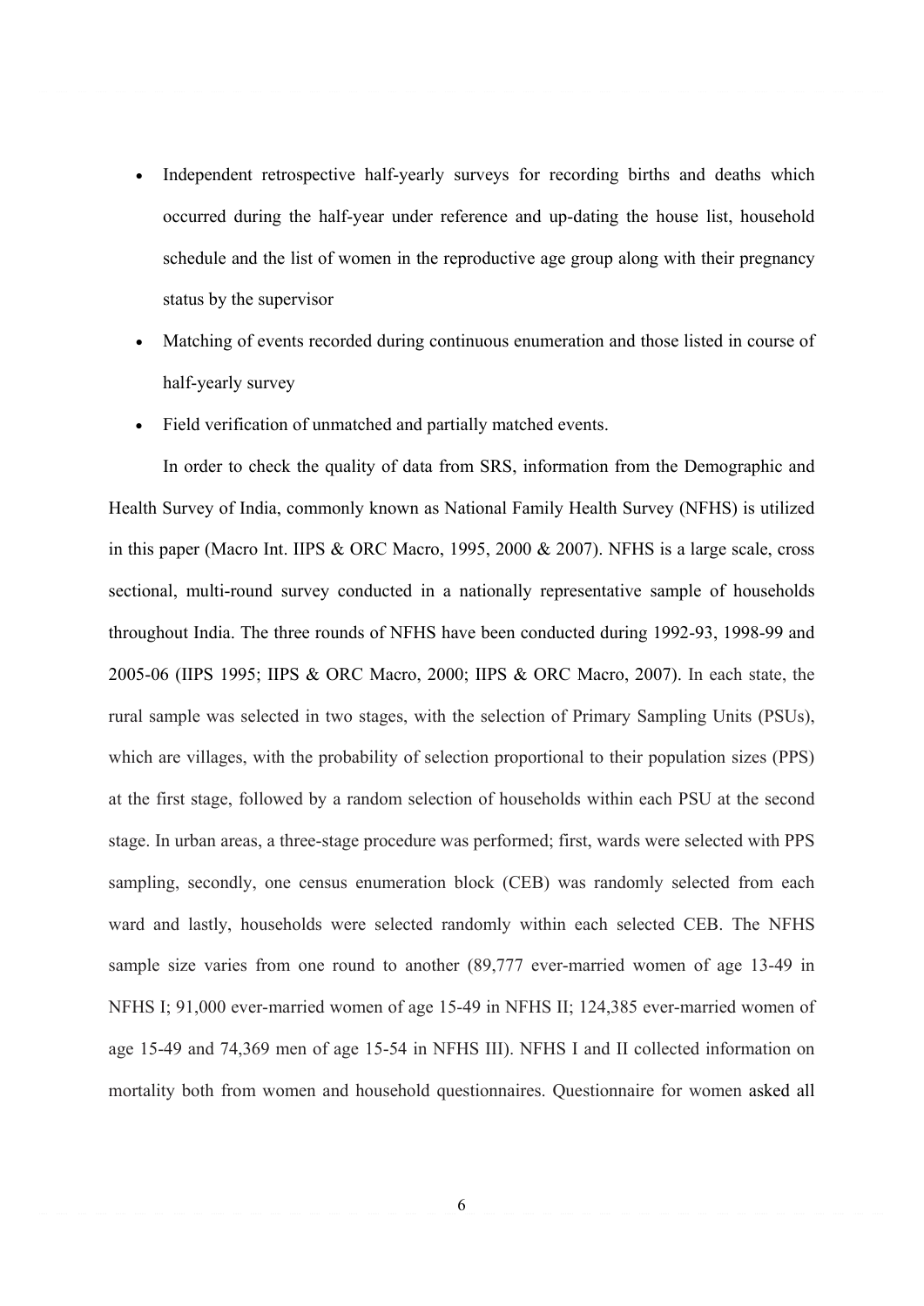- Independent retrospective half-yearly surveys for recording births and deaths which occurred during the half-year under reference and up-dating the house list, household schedule and the list of women in the reproductive age group along with their pregnancy status by the supervisor
- Matching of events recorded during continuous enumeration and those listed in course of half-yearly survey
- Field verification of unmatched and partially matched events.

In order to check the quality of data from SRS, information from the Demographic and Health Survey of India, commonly known as National Family Health Survey (NFHS) is utilized in this paper (Macro Int. IIPS & ORC Macro, 1995, 2000 & 2007). NFHS is a large scale, cross sectional, multi-round survey conducted in a nationally representative sample of households throughout India. The three rounds of NFHS have been conducted during 1992-93, 1998-99 and 2005-06 (IIPS 1995; IIPS & ORC Macro, 2000; IIPS & ORC Macro, 2007). In each state, the rural sample was selected in two stages, with the selection of Primary Sampling Units (PSUs), which are villages, with the probability of selection proportional to their population sizes (PPS) at the first stage, followed by a random selection of households within each PSU at the second stage. In urban areas, a three-stage procedure was performed; first, wards were selected with PPS sampling, secondly, one census enumeration block (CEB) was randomly selected from each ward and lastly, households were selected randomly within each selected CEB. The NFHS sample size varies from one round to another (89,777 ever-married women of age 13-49 in NFHS I; 91,000 ever-married women of age 15-49 in NFHS II; 124,385 ever-married women of age 15-49 and 74,369 men of age 15-54 in NFHS III). NFHS I and II collected information on mortality both from women and household questionnaires. Questionnaire for women asked all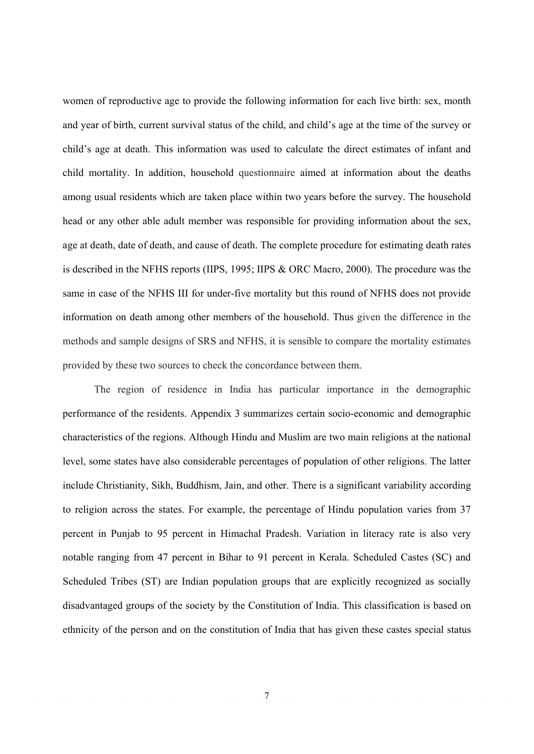women of reproductive age to provide the following information for each live birth: sex, month and year of birth, current survival status of the child, and child's age at the time of the survey or child's age at death. This information was used to calculate the direct estimates of infant and child mortality. In addition, household questionnaire aimed at information about the deaths among usual residents which are taken place within two years before the survey. The household head or any other able adult member was responsible for providing information about the sex, age at death, date of death, and cause of death. The complete procedure for estimating death rates is described in the NFHS reports (IIPS, 1995; IIPS & ORC Macro, 2000). The procedure was the same in case of the NFHS III for under-five mortality but this round of NFHS does not provide information on death among other members of the household. Thus given the difference in the methods and sample designs of SRS and NFHS, it is sensible to compare the mortality estimates provided by these two sources to check the concordance between them.

The region of residence in India has particular importance in the demographic performance of the residents. Appendix 3 summarizes certain socio-economic and demographic characteristics of the regions. Although Hindu and Muslim are two main religions at the national level, some states have also considerable percentages of population of other religions. The latter include Christianity, Sikh, Buddhism, Jain, and other. There is a significant variability according to religion across the states. For example, the percentage of Hindu population varies from 37 percent in Punjab to 95 percent in Himachal Pradesh. Variation in literacy rate is also very notable ranging from 47 percent in Bihar to 91 percent in Kerala. Scheduled Castes (SC) and Scheduled Tribes (ST) are Indian population groups that are explicitly recognized as socially disadvantaged groups of the society by the Constitution of India. This classification is based on ethnicity of the person and on the constitution of India that has given these castes special status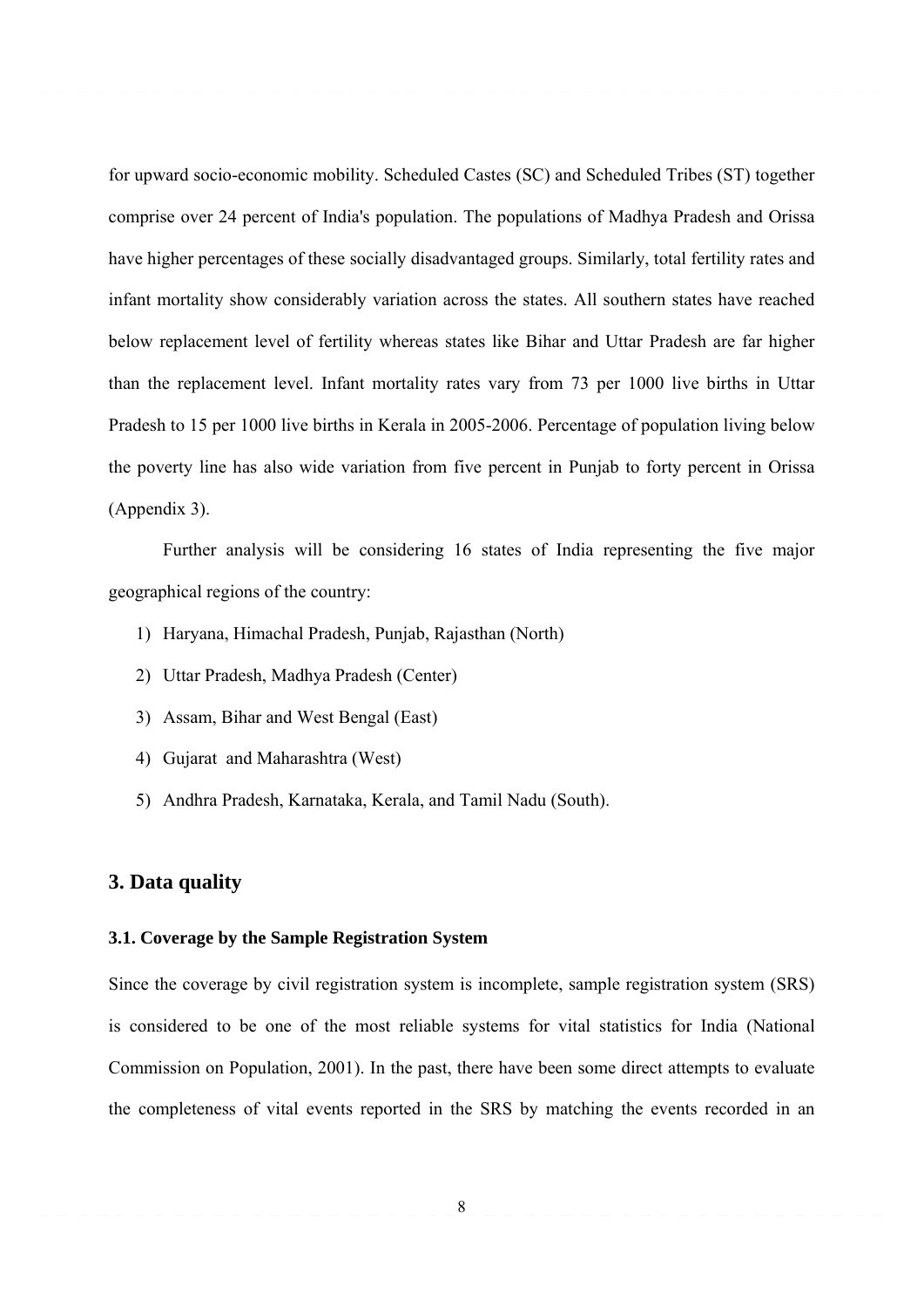for upward socio-economic mobility. Scheduled Castes (SC) and Scheduled Tribes (ST) together comprise over 24 percent of India's population. The populations of Madhya Pradesh and Orissa have higher percentages of these socially disadvantaged groups. Similarly, total fertility rates and infant mortality show considerably variation across the states. All southern states have reached below replacement level of fertility whereas states like Bihar and Uttar Pradesh are far higher than the replacement level. Infant mortality rates vary from 73 per 1000 live births in Uttar Pradesh to 15 per 1000 live births in Kerala in 2005-2006. Percentage of population living below the poverty line has also wide variation from five percent in Punjab to forty percent in Orissa (Appendix 3).

Further analysis will be considering 16 states of India representing the five major geographical regions of the country:

1) Haryana, Himachal Pradesh, Punjab, Rajasthan (North)
2) Uttar Pradesh, Madhya Pradesh (Center)
3) Assam, Bihar and West Bengal (East)
4) Gujarat and Maharashtra (West)
5) Andhra Pradesh, Karnataka, Kerala, and Tamil Nadu (South).

## 3. Data quality

### 3.1. Coverage by the Sample Registration System

Since the coverage by civil registration system is incomplete, sample registration system (SRS) is considered to be one of the most reliable systems for vital statistics for India (National Commission on Population, 2001). In the past, there have been some direct attempts to evaluate the completeness of vital events reported in the SRS by matching the events recorded in an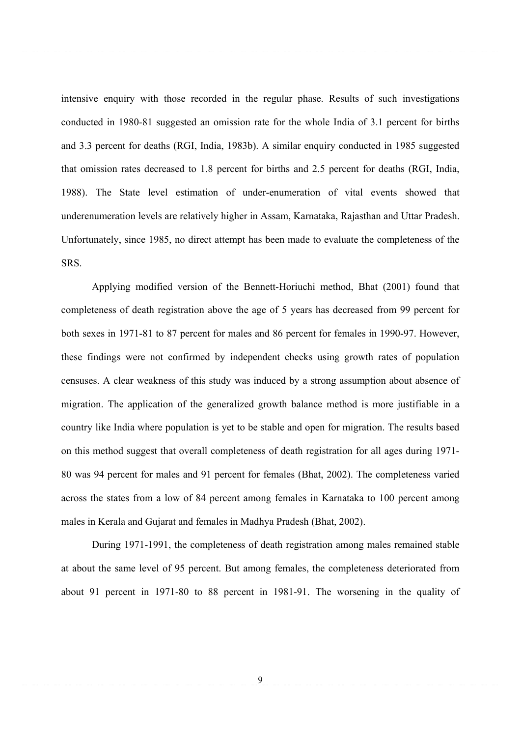intensive enquiry with those recorded in the regular phase. Results of such investigations conducted in 1980-81 suggested an omission rate for the whole India of 3.1 percent for births and 3.3 percent for deaths (RGI, India, 1983b). A similar enquiry conducted in 1985 suggested that omission rates decreased to 1.8 percent for births and 2.5 percent for deaths (RGI, India, 1988). The State level estimation of under-enumeration of vital events showed that underenumeration levels are relatively higher in Assam, Karnataka, Rajasthan and Uttar Pradesh. Unfortunately, since 1985, no direct attempt has been made to evaluate the completeness of the SRS.

Applying modified version of the Bennett-Horiuchi method, Bhat (2001) found that completeness of death registration above the age of 5 years has decreased from 99 percent for both sexes in 1971-81 to 87 percent for males and 86 percent for females in 1990-97. However, these findings were not confirmed by independent checks using growth rates of population censuses. A clear weakness of this study was induced by a strong assumption about absence of migration. The application of the generalized growth balance method is more justifiable in a country like India where population is yet to be stable and open for migration. The results based on this method suggest that overall completeness of death registration for all ages during 1971-80 was 94 percent for males and 91 percent for females (Bhat, 2002). The completeness varied across the states from a low of 84 percent among females in Karnataka to 100 percent among males in Kerala and Gujarat and females in Madhya Pradesh (Bhat, 2002).

During 1971-1991, the completeness of death registration among males remained stable at about the same level of 95 percent. But among females, the completeness deteriorated from about 91 percent in 1971-80 to 88 percent in 1981-91. The worsening in the quality of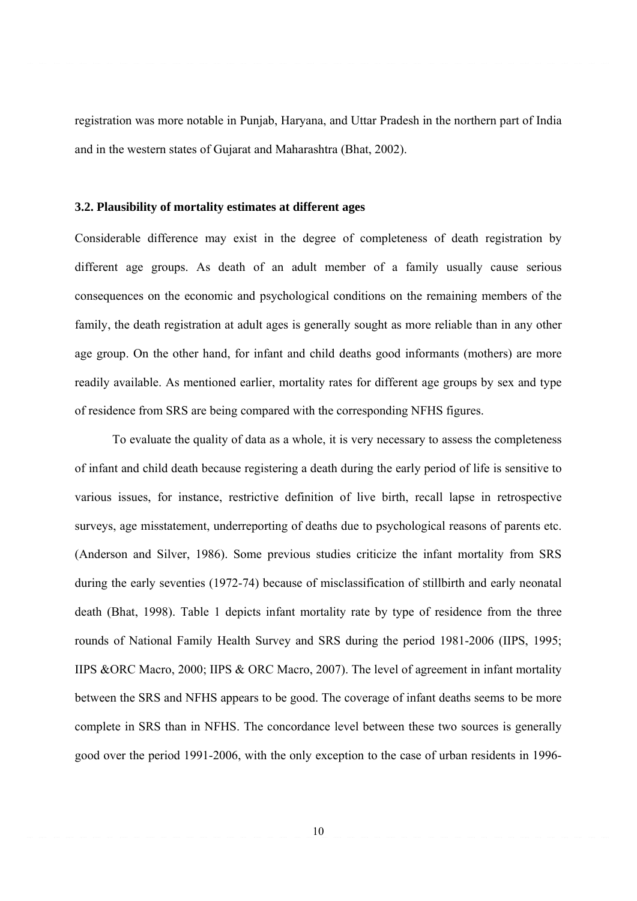registration was more notable in Punjab, Haryana, and Uttar Pradesh in the northern part of India and in the western states of Gujarat and Maharashtra (Bhat, 2002).

### 3.2. Plausibility of mortality estimates at different ages

Considerable difference may exist in the degree of completeness of death registration by different age groups. As death of an adult member of a family usually cause serious consequences on the economic and psychological conditions on the remaining members of the family, the death registration at adult ages is generally sought as more reliable than in any other age group. On the other hand, for infant and child deaths good informants (mothers) are more readily available. As mentioned earlier, mortality rates for different age groups by sex and type of residence from SRS are being compared with the corresponding NFHS figures.

To evaluate the quality of data as a whole, it is very necessary to assess the completeness of infant and child death because registering a death during the early period of life is sensitive to various issues, for instance, restrictive definition of live birth, recall lapse in retrospective surveys, age misstatement, underreporting of deaths due to psychological reasons of parents etc. (Anderson and Silver, 1986). Some previous studies criticize the infant mortality from SRS during the early seventies (1972-74) because of misclassification of stillbirth and early neonatal death (Bhat, 1998). Table 1 depicts infant mortality rate by type of residence from the three rounds of National Family Health Survey and SRS during the period 1981-2006 (IIPS, 1995; IIPS &ORC Macro, 2000; IIPS & ORC Macro, 2007). The level of agreement in infant mortality between the SRS and NFHS appears to be good. The coverage of infant deaths seems to be more complete in SRS than in NFHS. The concordance level between these two sources is generally good over the period 1991-2006, with the only exception to the case of urban residents in 1996-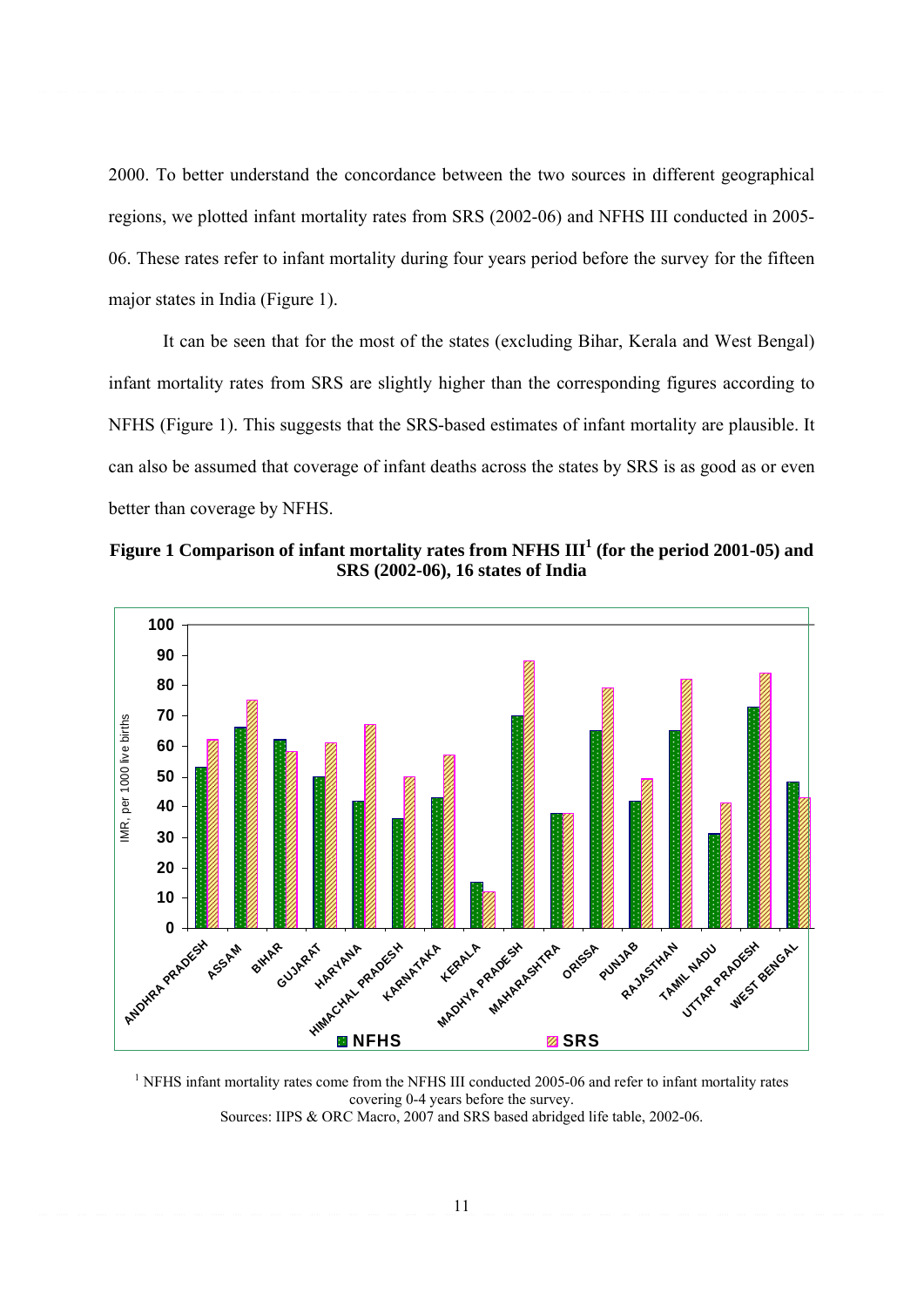2000. To better understand the concordance between the two sources in different geographical regions, we plotted infant mortality rates from SRS (2002-06) and NFHS III conducted in 2005-06. These rates refer to infant mortality during four years period before the survey for the fifteen major states in India (Figure 1).

It can be seen that for the most of the states (excluding Bihar, Kerala and West Bengal) infant mortality rates from SRS are slightly higher than the corresponding figures according to NFHS (Figure 1). This suggests that the SRS-based estimates of infant mortality are plausible. It can also be assumed that coverage of infant deaths across the states by SRS is as good as or even better than coverage by NFHS.

**Figure 1 Comparison of infant mortality rates from NFHS III[1] (for the period 2001-05) and SRS (2002-06), 16 states of India**

[1] NFHS infant mortality rates come from the NFHS III conducted 2005-06 and refer to infant mortality rates covering 0-4 years before the survey.

Sources: IIPS & ORC Macro, 2007 and SRS based abridged life table, 2002-06.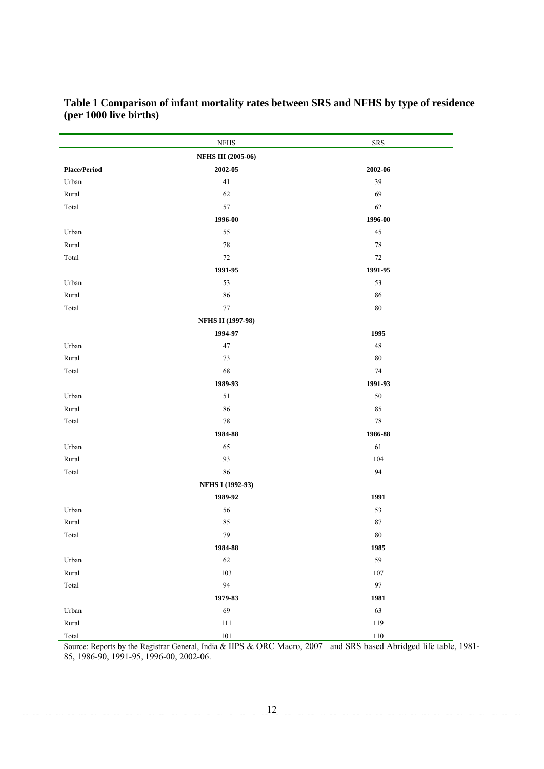**Table 1 Comparison of infant mortality rates between SRS and NFHS by type of residence (per 1000 live births)**

| | NFHS | SRS |
|---|---|---|
| | **NFHS III (2005-06)** | |
| **Place/Period** | **2002-05** | **2002-06** |
| Urban | 41 | 39 |
| Rural | 62 | 69 |
| Total | 57 | 62 |
| | **1996-00** | **1996-00** |
| Urban | 55 | 45 |
| Rural | 78 | 78 |
| Total | 72 | 72 |
| | **1991-95** | **1991-95** |
| Urban | 53 | 53 |
| Rural | 86 | 86 |
| Total | 77 | 80 |
| | **NFHS II (1997-98)** | |
| | **1994-97** | **1995** |
| Urban | 47 | 48 |
| Rural | 73 | 80 |
| Total | 68 | 74 |
| | **1989-93** | **1991-93** |
| Urban | 51 | 50 |
| Rural | 86 | 85 |
| Total | 78 | 78 |
| | **1984-88** | **1986-88** |
| Urban | 65 | 61 |
| Rural | 93 | 104 |
| Total | 86 | 94 |
| | **NFHS I (1992-93)** | |
| | **1989-92** | **1991** |
| Urban | 56 | 53 |
| Rural | 85 | 87 |
| Total | 79 | 80 |
| | **1984-88** | **1985** |
| Urban | 62 | 59 |
| Rural | 103 | 107 |
| Total | 94 | 97 |
| | **1979-83** | **1981** |
| Urban | 69 | 63 |
| Rural | 111 | 119 |
| Total | 101 | 110 |

Source: Reports by the Registrar General, India & IIPS & ORC Macro, 2007 and SRS based Abridged life table, 1981-85, 1986-90, 1991-95, 1996-00, 2002-06.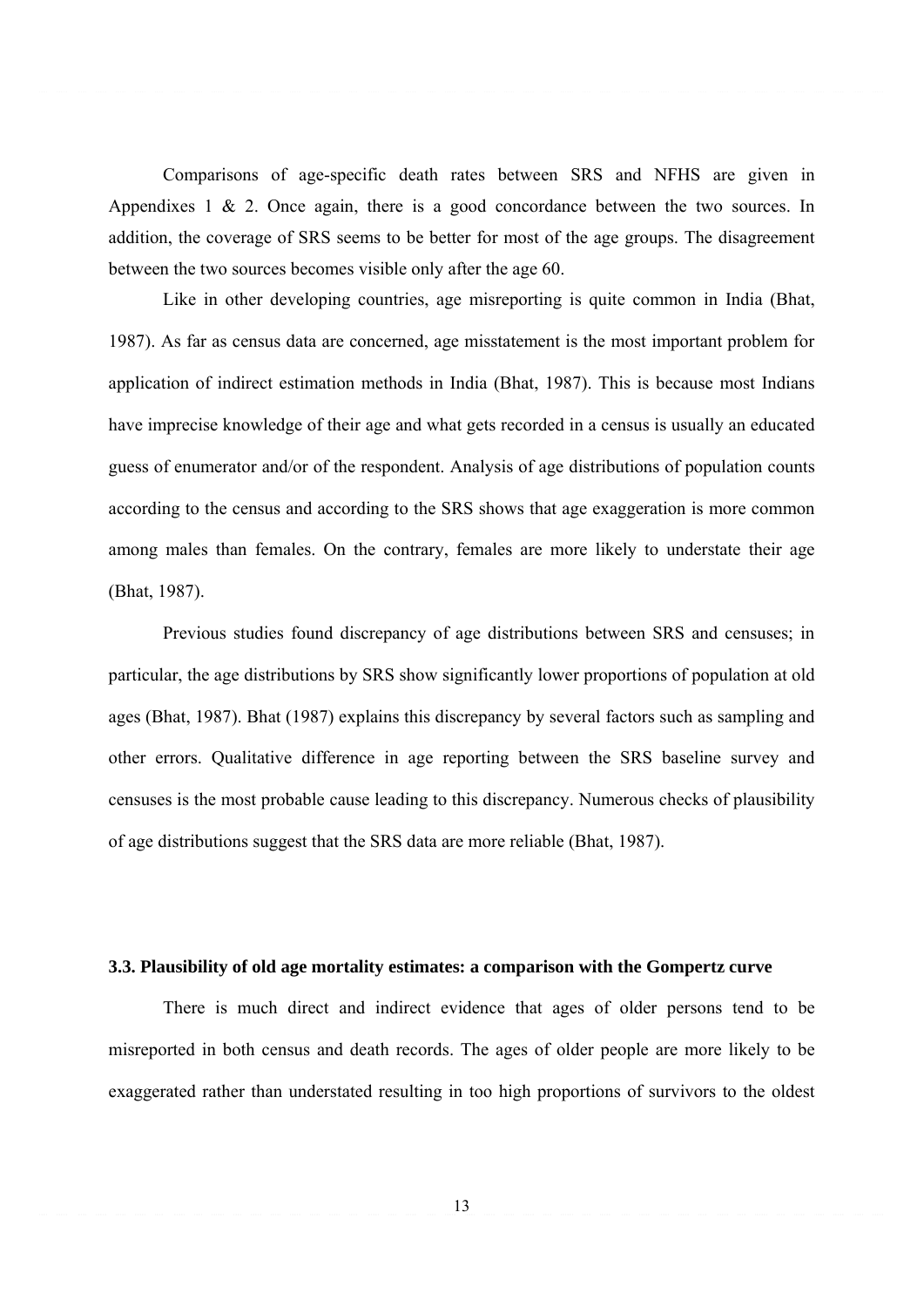Comparisons of age-specific death rates between SRS and NFHS are given in Appendixes 1 & 2. Once again, there is a good concordance between the two sources. In addition, the coverage of SRS seems to be better for most of the age groups. The disagreement between the two sources becomes visible only after the age 60.

Like in other developing countries, age misreporting is quite common in India (Bhat, 1987). As far as census data are concerned, age misstatement is the most important problem for application of indirect estimation methods in India (Bhat, 1987). This is because most Indians have imprecise knowledge of their age and what gets recorded in a census is usually an educated guess of enumerator and/or of the respondent. Analysis of age distributions of population counts according to the census and according to the SRS shows that age exaggeration is more common among males than females. On the contrary, females are more likely to understate their age (Bhat, 1987).

Previous studies found discrepancy of age distributions between SRS and censuses; in particular, the age distributions by SRS show significantly lower proportions of population at old ages (Bhat, 1987). Bhat (1987) explains this discrepancy by several factors such as sampling and other errors. Qualitative difference in age reporting between the SRS baseline survey and censuses is the most probable cause leading to this discrepancy. Numerous checks of plausibility of age distributions suggest that the SRS data are more reliable (Bhat, 1987).

### 3.3. Plausibility of old age mortality estimates: a comparison with the Gompertz curve

There is much direct and indirect evidence that ages of older persons tend to be misreported in both census and death records. The ages of older people are more likely to be exaggerated rather than understated resulting in too high proportions of survivors to the oldest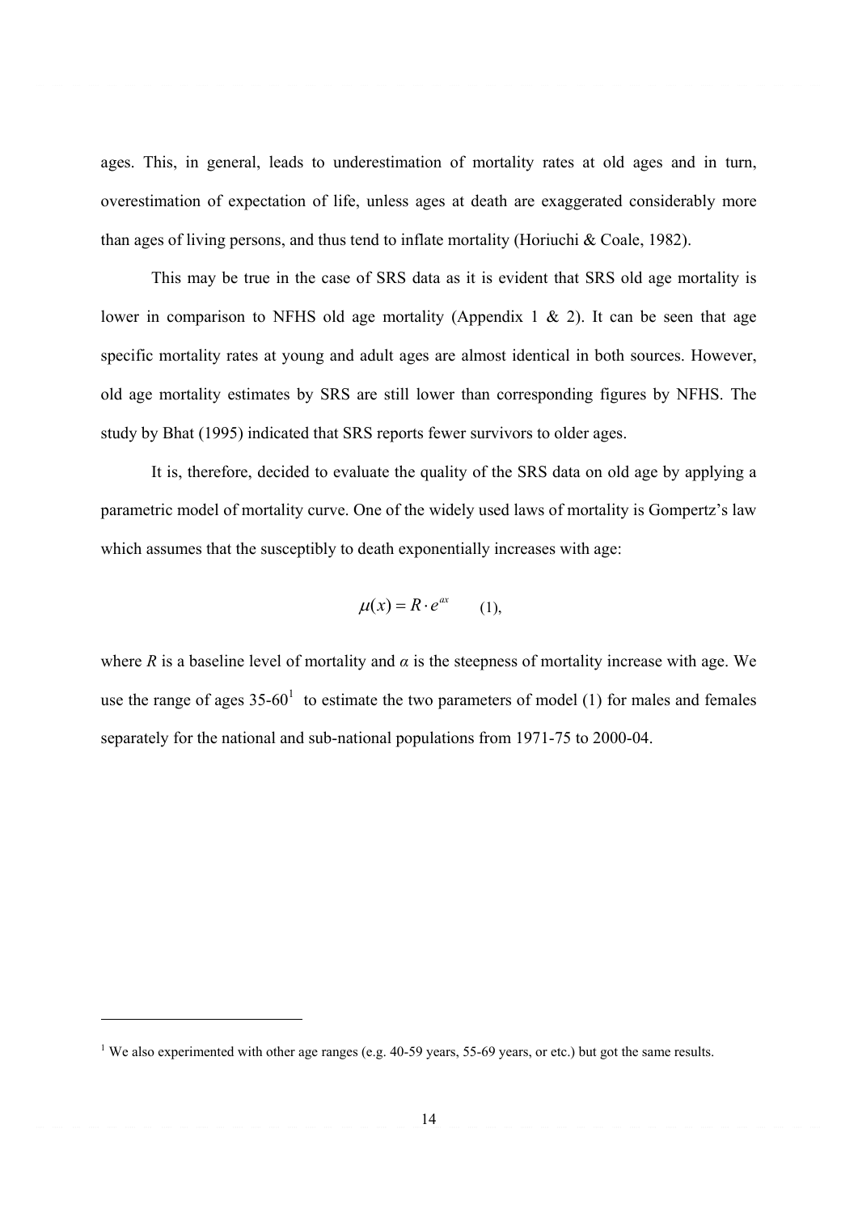ages. This, in general, leads to underestimation of mortality rates at old ages and in turn, overestimation of expectation of life, unless ages at death are exaggerated considerably more than ages of living persons, and thus tend to inflate mortality (Horiuchi & Coale, 1982).

This may be true in the case of SRS data as it is evident that SRS old age mortality is lower in comparison to NFHS old age mortality (Appendix 1 & 2). It can be seen that age specific mortality rates at young and adult ages are almost identical in both sources. However, old age mortality estimates by SRS are still lower than corresponding figures by NFHS. The study by Bhat (1995) indicated that SRS reports fewer survivors to older ages.

It is, therefore, decided to evaluate the quality of the SRS data on old age by applying a parametric model of mortality curve. One of the widely used laws of mortality is Gompertz's law which assumes that the susceptibly to death exponentially increases with age:

$$\mu(x) = R \cdot e^{\alpha x} \qquad (1),$$

where $R$ is a baseline level of mortality and $\alpha$ is the steepness of mortality increase with age. We use the range of ages 35-60[1] to estimate the two parameters of model (1) for males and females separately for the national and sub-national populations from 1971-75 to 2000-04.

[1] We also experimented with other age ranges (e.g. 40-59 years, 55-69 years, or etc.) but got the same results.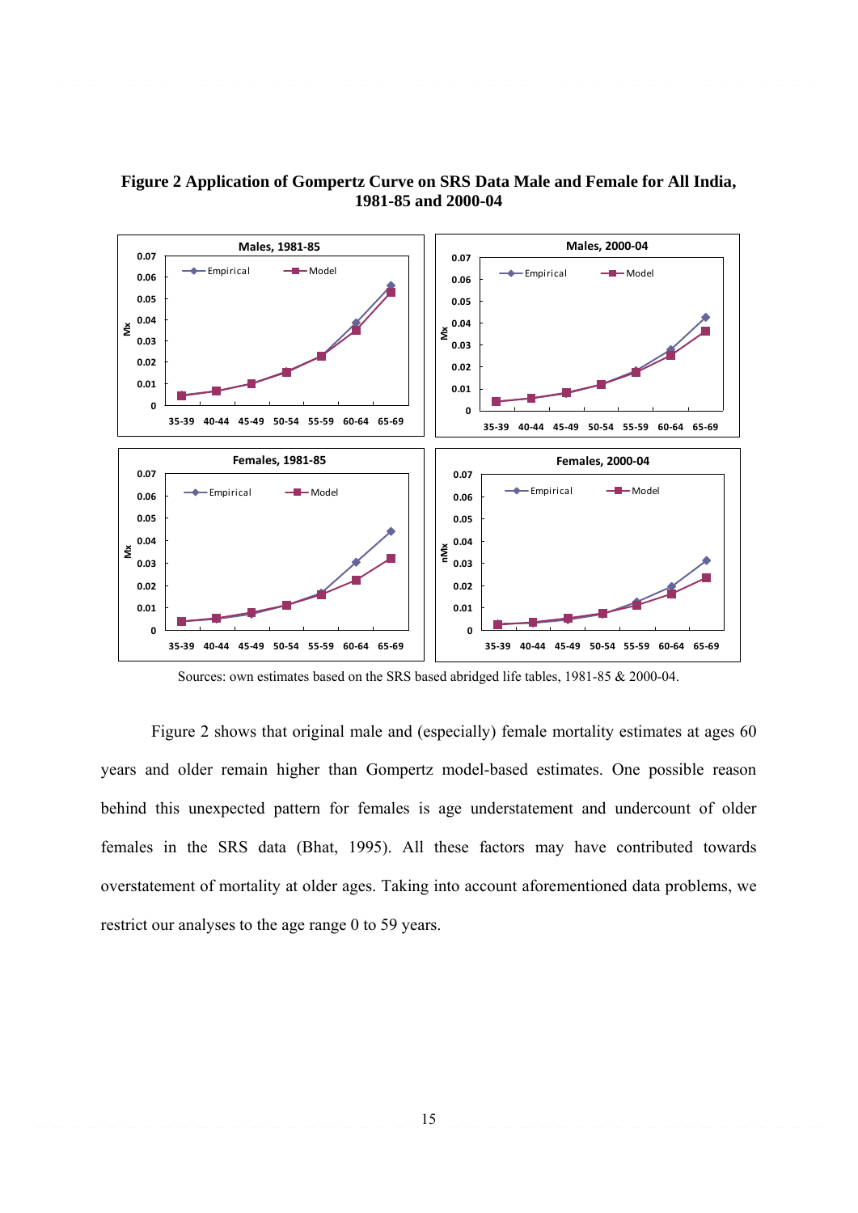**Figure 2 Application of Gompertz Curve on SRS Data Male and Female for All India, 1981-85 and 2000-04**

Sources: own estimates based on the SRS based abridged life tables, 1981-85 & 2000-04.

Figure 2 shows that original male and (especially) female mortality estimates at ages 60 years and older remain higher than Gompertz model-based estimates. One possible reason behind this unexpected pattern for females is age understatement and undercount of older females in the SRS data (Bhat, 1995). All these factors may have contributed towards overstatement of mortality at older ages. Taking into account aforementioned data problems, we restrict our analyses to the age range 0 to 59 years.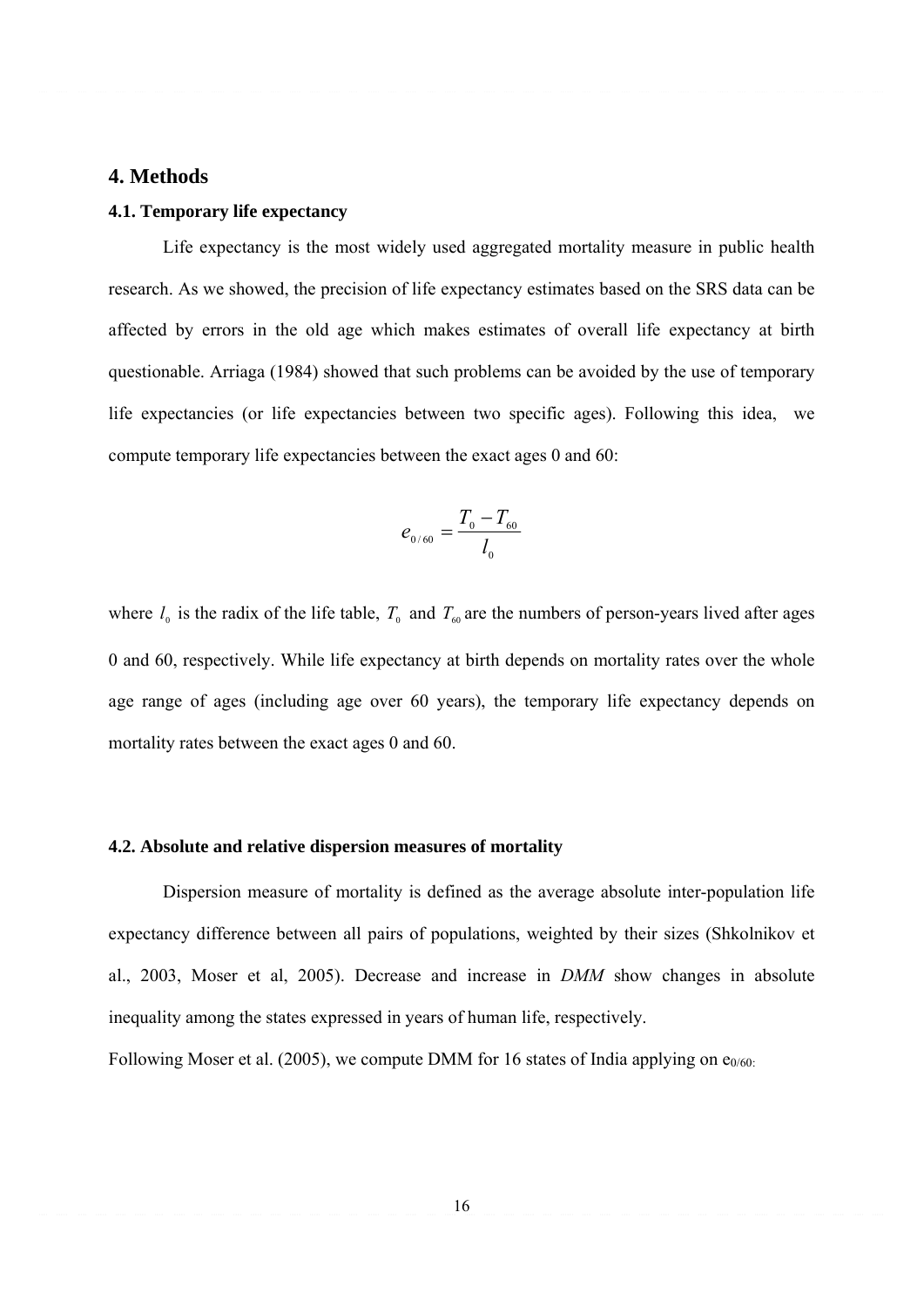## 4. Methods

### 4.1. Temporary life expectancy

Life expectancy is the most widely used aggregated mortality measure in public health research. As we showed, the precision of life expectancy estimates based on the SRS data can be affected by errors in the old age which makes estimates of overall life expectancy at birth questionable. Arriaga (1984) showed that such problems can be avoided by the use of temporary life expectancies (or life expectancies between two specific ages). Following this idea, we compute temporary life expectancies between the exact ages 0 and 60:

$$e_{0/60} = \frac{T_0 - T_{60}}{l_0}$$

where $l_0$ is the radix of the life table, $T_0$ and $T_{60}$ are the numbers of person-years lived after ages 0 and 60, respectively. While life expectancy at birth depends on mortality rates over the whole age range of ages (including age over 60 years), the temporary life expectancy depends on mortality rates between the exact ages 0 and 60.

### 4.2. Absolute and relative dispersion measures of mortality

Dispersion measure of mortality is defined as the average absolute inter-population life expectancy difference between all pairs of populations, weighted by their sizes (Shkolnikov et al., 2003, Moser et al, 2005). Decrease and increase in *DMM* show changes in absolute inequality among the states expressed in years of human life, respectively.

Following Moser et al. (2005), we compute DMM for 16 states of India applying on $e_{0/60}$: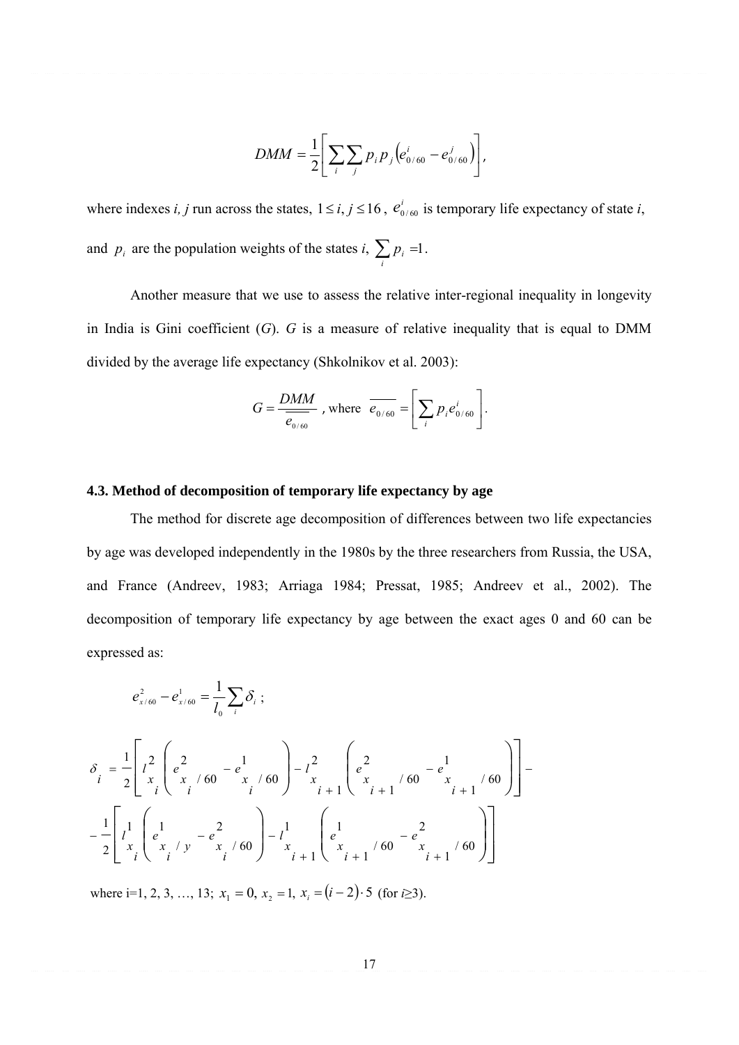$$DMM = \frac{1}{2}\left[\sum_i \sum_j p_i p_j \left(e^i_{0/60} - e^j_{0/60}\right)\right],$$

where indexes *i, j* run across the states, $1 \le i, j \le 16$, $e^i_{0/60}$ is temporary life expectancy of state *i*, and $p_i$ are the population weights of the states *i*, $\sum_i p_i = 1$.

Another measure that we use to assess the relative inter-regional inequality in longevity in India is Gini coefficient (*G*). *G* is a measure of relative inequality that is equal to DMM divided by the average life expectancy (Shkolnikov et al. 2003):

$$G = \frac{DMM}{\overline{e_{0/60}}}, \text{ where } \overline{e_{0/60}} = \left[\sum_i p_i e^i_{0/60}\right].$$

### 4.3. Method of decomposition of temporary life expectancy by age

The method for discrete age decomposition of differences between two life expectancies by age was developed independently in the 1980s by the three researchers from Russia, the USA, and France (Andreev, 1983; Arriaga 1984; Pressat, 1985; Andreev et al., 2002). The decomposition of temporary life expectancy by age between the exact ages 0 and 60 can be expressed as:

$$e^2_{x/60} - e^1_{x/60} = \frac{1}{l_0}\sum_i \delta_i \ ;$$

$$\delta_i = \frac{1}{2}\left[l^2_{x_i}\left(e^2_{x_i/60} - e^1_{x_i/60}\right) - l^2_{x_{i+1}}\left(e^2_{x_{i+1}/60} - e^1_{x_{i+1}/60}\right)\right] -$$
$$-\frac{1}{2}\left[l^1_{x_i}\left(e^1_{x_i/y} - e^2_{x_i/60}\right) - l^1_{x_{i+1}}\left(e^1_{x_{i+1}/60} - e^2_{x_{i+1}/60}\right)\right]$$

where i=1, 2, 3, …, 13; $x_1 = 0,\ x_2 = 1,\ x_i = (i-2)\cdot 5$ (for $i \ge 3$).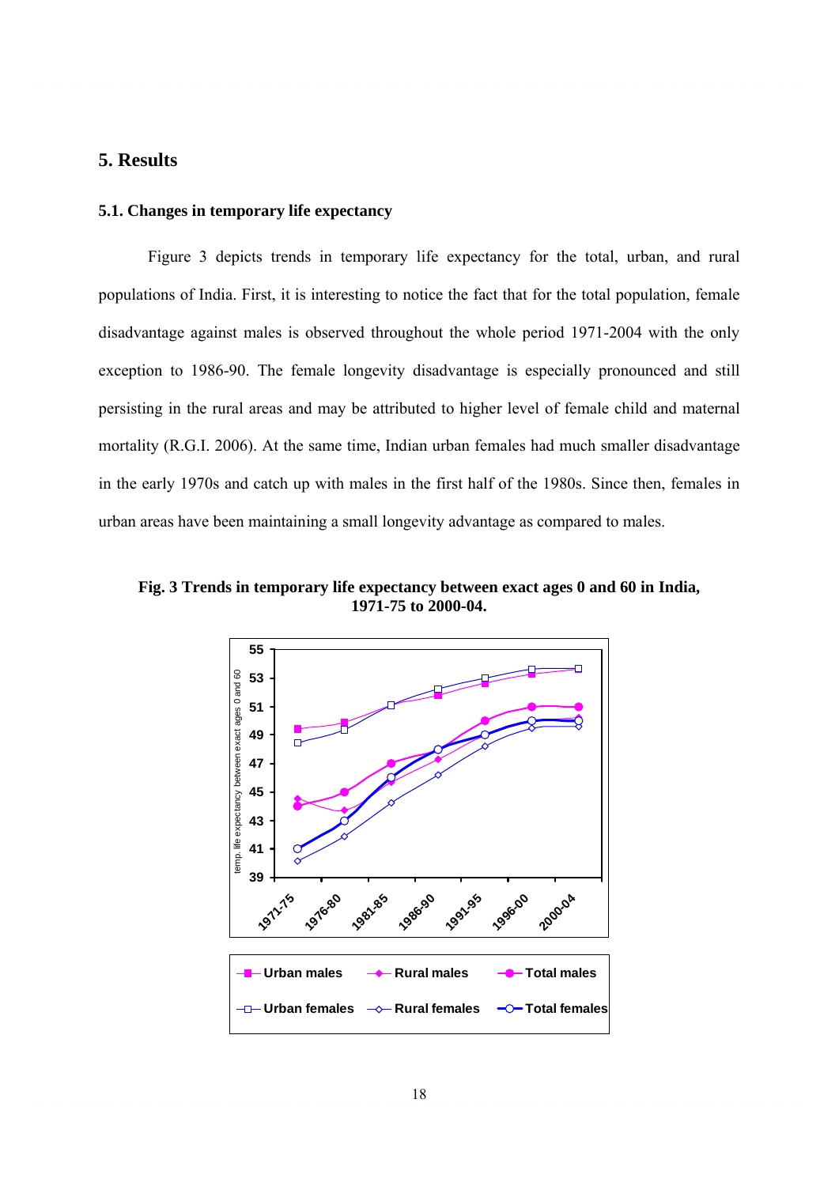## 5. Results

### 5.1. Changes in temporary life expectancy

Figure 3 depicts trends in temporary life expectancy for the total, urban, and rural populations of India. First, it is interesting to notice the fact that for the total population, female disadvantage against males is observed throughout the whole period 1971-2004 with the only exception to 1986-90. The female longevity disadvantage is especially pronounced and still persisting in the rural areas and may be attributed to higher level of female child and maternal mortality (R.G.I. 2006). At the same time, Indian urban females had much smaller disadvantage in the early 1970s and catch up with males in the first half of the 1980s. Since then, females in urban areas have been maintaining a small longevity advantage as compared to males.

**Fig. 3 Trends in temporary life expectancy between exact ages 0 and 60 in India, 1971-75 to 2000-04.**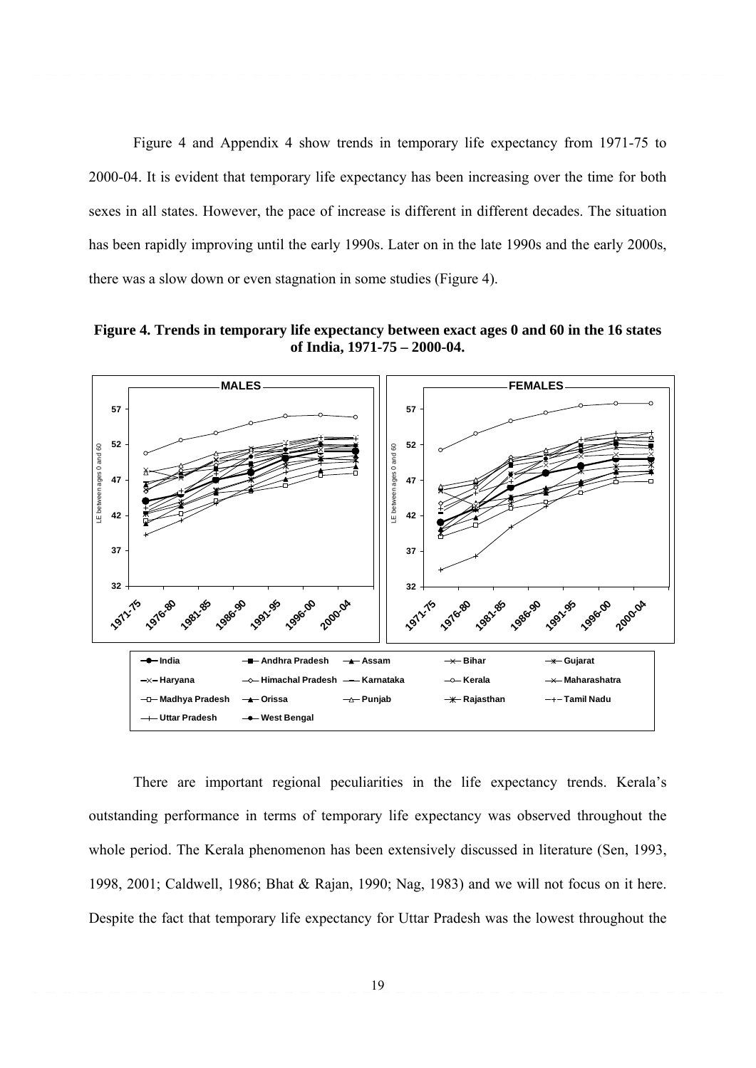Figure 4 and Appendix 4 show trends in temporary life expectancy from 1971-75 to 2000-04. It is evident that temporary life expectancy has been increasing over the time for both sexes in all states. However, the pace of increase is different in different decades. The situation has been rapidly improving until the early 1990s. Later on in the late 1990s and the early 2000s, there was a slow down or even stagnation in some studies (Figure 4).

**Figure 4. Trends in temporary life expectancy between exact ages 0 and 60 in the 16 states of India, 1971-75 – 2000-04.**

There are important regional peculiarities in the life expectancy trends. Kerala's outstanding performance in terms of temporary life expectancy was observed throughout the whole period. The Kerala phenomenon has been extensively discussed in literature (Sen, 1993, 1998, 2001; Caldwell, 1986; Bhat & Rajan, 1990; Nag, 1983) and we will not focus on it here. Despite the fact that temporary life expectancy for Uttar Pradesh was the lowest throughout the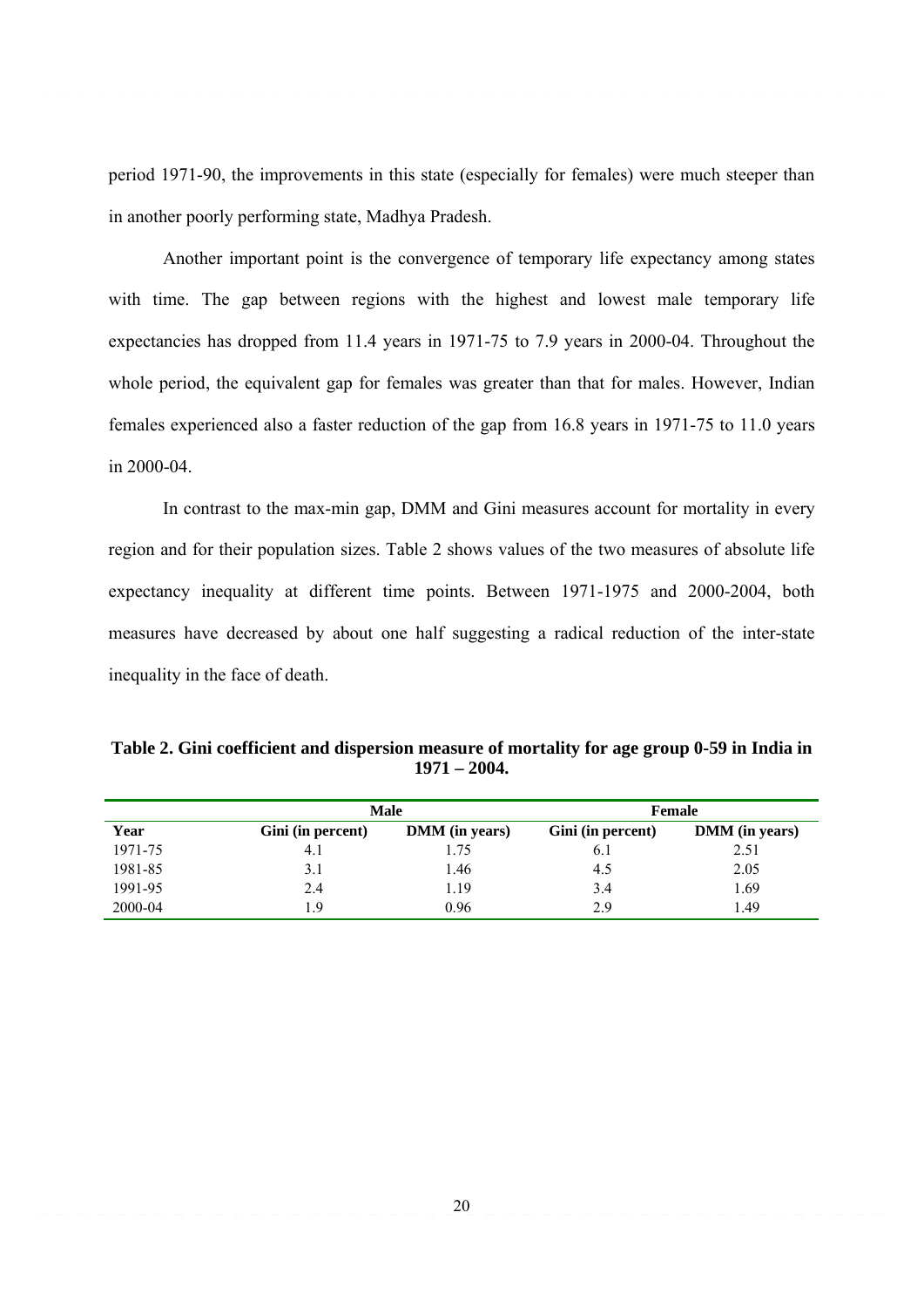period 1971-90, the improvements in this state (especially for females) were much steeper than in another poorly performing state, Madhya Pradesh.

Another important point is the convergence of temporary life expectancy among states with time. The gap between regions with the highest and lowest male temporary life expectancies has dropped from 11.4 years in 1971-75 to 7.9 years in 2000-04. Throughout the whole period, the equivalent gap for females was greater than that for males. However, Indian females experienced also a faster reduction of the gap from 16.8 years in 1971-75 to 11.0 years in 2000-04.

In contrast to the max-min gap, DMM and Gini measures account for mortality in every region and for their population sizes. Table 2 shows values of the two measures of absolute life expectancy inequality at different time points. Between 1971-1975 and 2000-2004, both measures have decreased by about one half suggesting a radical reduction of the inter-state inequality in the face of death.

**Table 2. Gini coefficient and dispersion measure of mortality for age group 0-59 in India in 1971 – 2004.**

| | Male | | Female | |
|---|---|---|---|---|
| **Year** | **Gini (in percent)** | **DMM (in years)** | **Gini (in percent)** | **DMM (in years)** |
| 1971-75 | 4.1 | 1.75 | 6.1 | 2.51 |
| 1981-85 | 3.1 | 1.46 | 4.5 | 2.05 |
| 1991-95 | 2.4 | 1.19 | 3.4 | 1.69 |
| 2000-04 | 1.9 | 0.96 | 2.9 | 1.49 |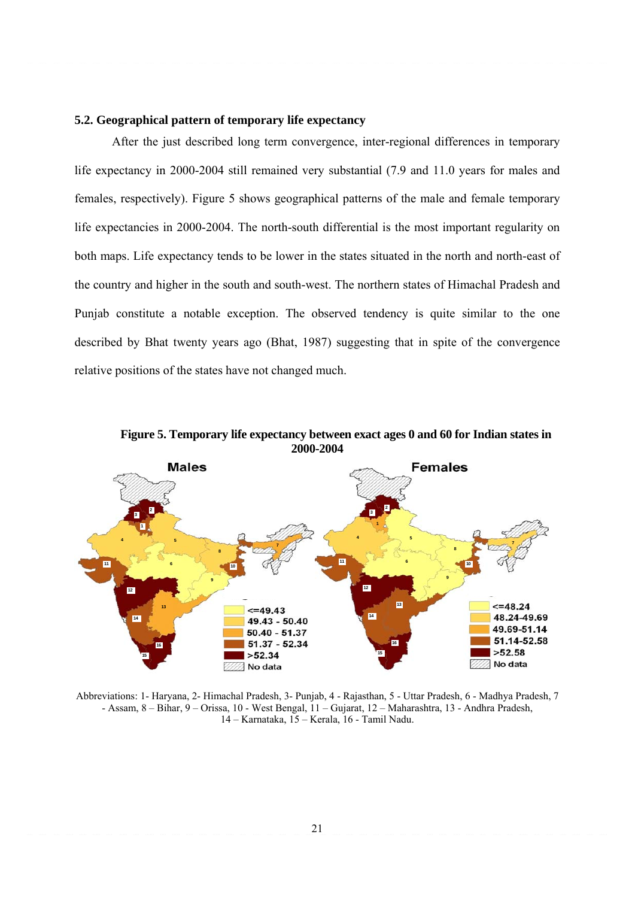### 5.2. Geographical pattern of temporary life expectancy

After the just described long term convergence, inter-regional differences in temporary life expectancy in 2000-2004 still remained very substantial (7.9 and 11.0 years for males and females, respectively). Figure 5 shows geographical patterns of the male and female temporary life expectancies in 2000-2004. The north-south differential is the most important regularity on both maps. Life expectancy tends to be lower in the states situated in the north and north-east of the country and higher in the south and south-west. The northern states of Himachal Pradesh and Punjab constitute a notable exception. The observed tendency is quite similar to the one described by Bhat twenty years ago (Bhat, 1987) suggesting that in spite of the convergence relative positions of the states have not changed much.

**Figure 5. Temporary life expectancy between exact ages 0 and 60 for Indian states in 2000-2004**

Abbreviations: 1- Haryana, 2- Himachal Pradesh, 3- Punjab, 4 - Rajasthan, 5 - Uttar Pradesh, 6 - Madhya Pradesh, 7 - Assam, 8 – Bihar, 9 – Orissa, 10 - West Bengal, 11 – Gujarat, 12 – Maharashtra, 13 - Andhra Pradesh, 14 – Karnataka, 15 – Kerala, 16 - Tamil Nadu.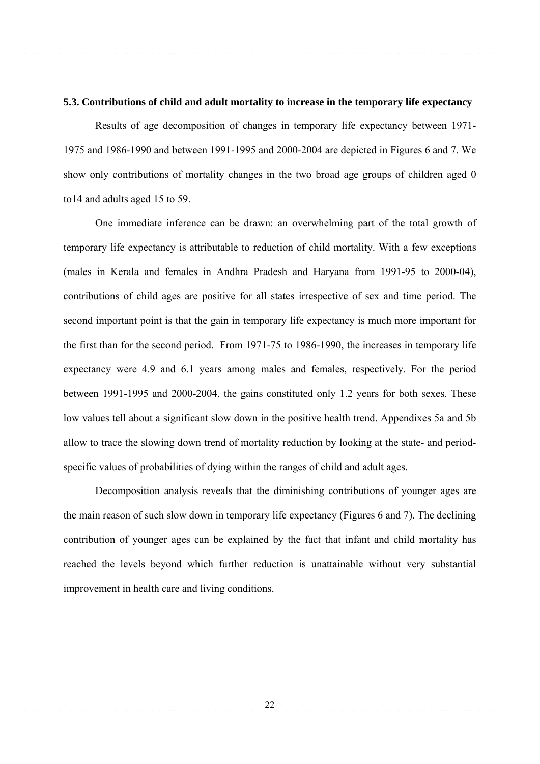### 5.3. Contributions of child and adult mortality to increase in the temporary life expectancy

Results of age decomposition of changes in temporary life expectancy between 1971-1975 and 1986-1990 and between 1991-1995 and 2000-2004 are depicted in Figures 6 and 7. We show only contributions of mortality changes in the two broad age groups of children aged 0 to14 and adults aged 15 to 59.

One immediate inference can be drawn: an overwhelming part of the total growth of temporary life expectancy is attributable to reduction of child mortality. With a few exceptions (males in Kerala and females in Andhra Pradesh and Haryana from 1991-95 to 2000-04), contributions of child ages are positive for all states irrespective of sex and time period. The second important point is that the gain in temporary life expectancy is much more important for the first than for the second period. From 1971-75 to 1986-1990, the increases in temporary life expectancy were 4.9 and 6.1 years among males and females, respectively. For the period between 1991-1995 and 2000-2004, the gains constituted only 1.2 years for both sexes. These low values tell about a significant slow down in the positive health trend. Appendixes 5a and 5b allow to trace the slowing down trend of mortality reduction by looking at the state- and period-specific values of probabilities of dying within the ranges of child and adult ages.

Decomposition analysis reveals that the diminishing contributions of younger ages are the main reason of such slow down in temporary life expectancy (Figures 6 and 7). The declining contribution of younger ages can be explained by the fact that infant and child mortality has reached the levels beyond which further reduction is unattainable without very substantial improvement in health care and living conditions.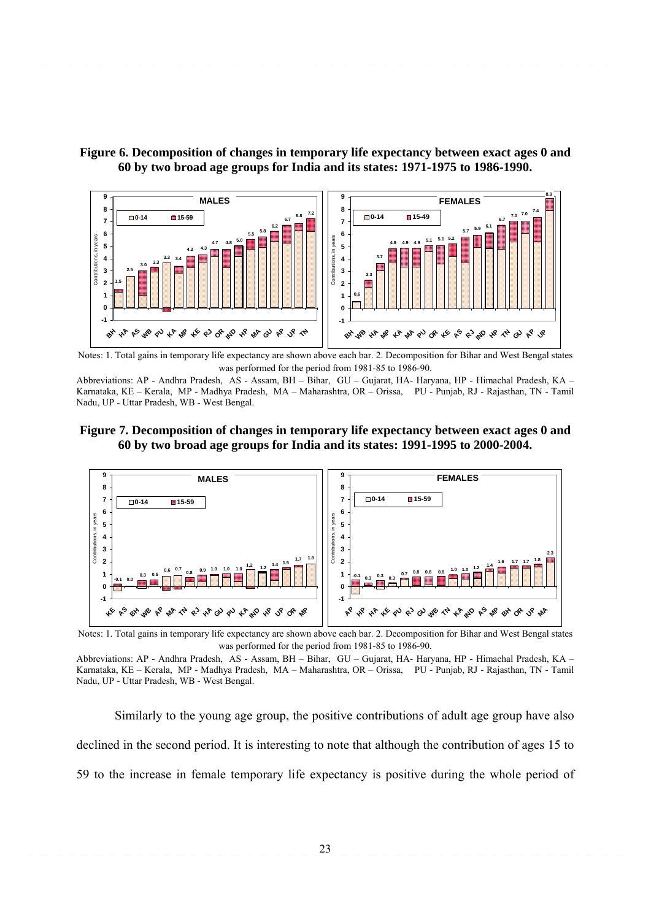**Figure 6. Decomposition of changes in temporary life expectancy between exact ages 0 and 60 by two broad age groups for India and its states: 1971-1975 to 1986-1990.**

Notes: 1. Total gains in temporary life expectancy are shown above each bar. 2. Decomposition for Bihar and West Bengal states was performed for the period from 1981-85 to 1986-90.

Abbreviations: AP - Andhra Pradesh, AS - Assam, BH – Bihar, GU – Gujarat, HA- Haryana, HP - Himachal Pradesh, KA – Karnataka, KE – Kerala, MP - Madhya Pradesh, MA – Maharashtra, OR – Orissa, PU - Punjab, RJ - Rajasthan, TN - Tamil Nadu, UP - Uttar Pradesh, WB - West Bengal.

**Figure 7. Decomposition of changes in temporary life expectancy between exact ages 0 and 60 by two broad age groups for India and its states: 1991-1995 to 2000-2004.**

Notes: 1. Total gains in temporary life expectancy are shown above each bar. 2. Decomposition for Bihar and West Bengal states was performed for the period from 1981-85 to 1986-90.

Abbreviations: AP - Andhra Pradesh, AS - Assam, BH – Bihar, GU – Gujarat, HA- Haryana, HP - Himachal Pradesh, KA – Karnataka, KE – Kerala, MP - Madhya Pradesh, MA – Maharashtra, OR – Orissa, PU - Punjab, RJ - Rajasthan, TN - Tamil Nadu, UP - Uttar Pradesh, WB - West Bengal.

Similarly to the young age group, the positive contributions of adult age group have also declined in the second period. It is interesting to note that although the contribution of ages 15 to 59 to the increase in female temporary life expectancy is positive during the whole period of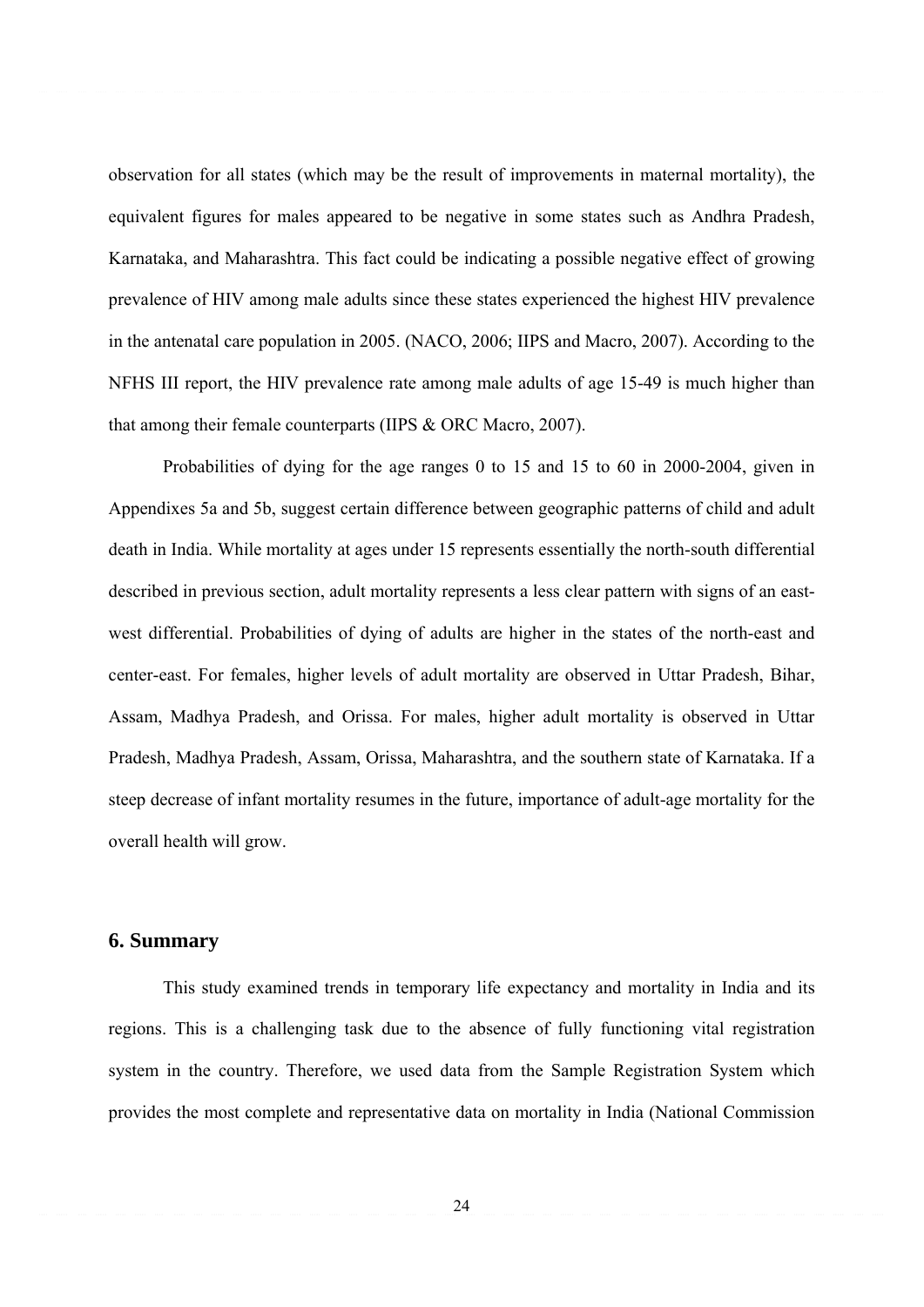observation for all states (which may be the result of improvements in maternal mortality), the equivalent figures for males appeared to be negative in some states such as Andhra Pradesh, Karnataka, and Maharashtra. This fact could be indicating a possible negative effect of growing prevalence of HIV among male adults since these states experienced the highest HIV prevalence in the antenatal care population in 2005. (NACO, 2006; IIPS and Macro, 2007). According to the NFHS III report, the HIV prevalence rate among male adults of age 15-49 is much higher than that among their female counterparts (IIPS & ORC Macro, 2007).

Probabilities of dying for the age ranges 0 to 15 and 15 to 60 in 2000-2004, given in Appendixes 5a and 5b, suggest certain difference between geographic patterns of child and adult death in India. While mortality at ages under 15 represents essentially the north-south differential described in previous section, adult mortality represents a less clear pattern with signs of an east-west differential. Probabilities of dying of adults are higher in the states of the north-east and center-east. For females, higher levels of adult mortality are observed in Uttar Pradesh, Bihar, Assam, Madhya Pradesh, and Orissa. For males, higher adult mortality is observed in Uttar Pradesh, Madhya Pradesh, Assam, Orissa, Maharashtra, and the southern state of Karnataka. If a steep decrease of infant mortality resumes in the future, importance of adult-age mortality for the overall health will grow.

## 6. Summary

This study examined trends in temporary life expectancy and mortality in India and its regions. This is a challenging task due to the absence of fully functioning vital registration system in the country. Therefore, we used data from the Sample Registration System which provides the most complete and representative data on mortality in India (National Commission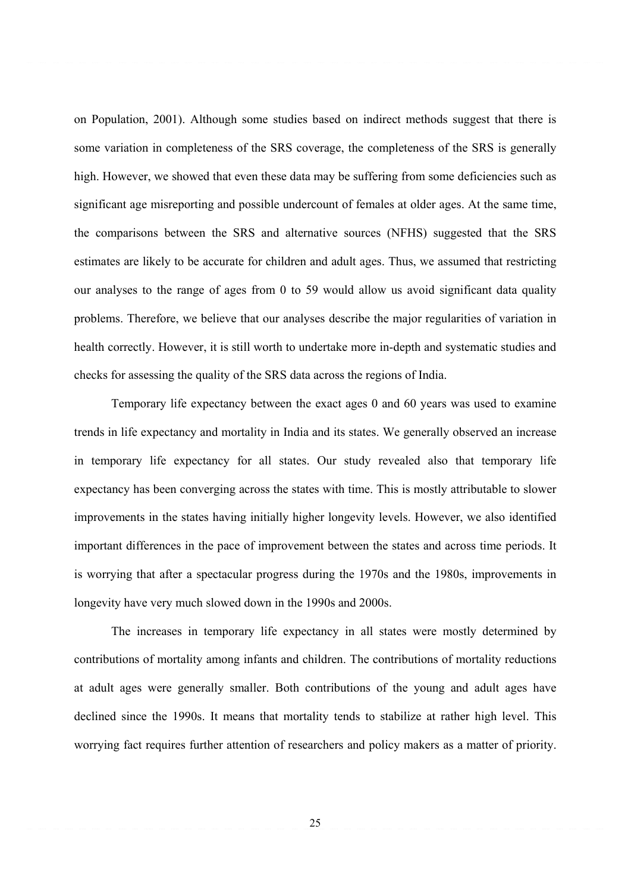on Population, 2001). Although some studies based on indirect methods suggest that there is some variation in completeness of the SRS coverage, the completeness of the SRS is generally high. However, we showed that even these data may be suffering from some deficiencies such as significant age misreporting and possible undercount of females at older ages. At the same time, the comparisons between the SRS and alternative sources (NFHS) suggested that the SRS estimates are likely to be accurate for children and adult ages. Thus, we assumed that restricting our analyses to the range of ages from 0 to 59 would allow us avoid significant data quality problems. Therefore, we believe that our analyses describe the major regularities of variation in health correctly. However, it is still worth to undertake more in-depth and systematic studies and checks for assessing the quality of the SRS data across the regions of India.

Temporary life expectancy between the exact ages 0 and 60 years was used to examine trends in life expectancy and mortality in India and its states. We generally observed an increase in temporary life expectancy for all states. Our study revealed also that temporary life expectancy has been converging across the states with time. This is mostly attributable to slower improvements in the states having initially higher longevity levels. However, we also identified important differences in the pace of improvement between the states and across time periods. It is worrying that after a spectacular progress during the 1970s and the 1980s, improvements in longevity have very much slowed down in the 1990s and 2000s.

The increases in temporary life expectancy in all states were mostly determined by contributions of mortality among infants and children. The contributions of mortality reductions at adult ages were generally smaller. Both contributions of the young and adult ages have declined since the 1990s. It means that mortality tends to stabilize at rather high level. This worrying fact requires further attention of researchers and policy makers as a matter of priority.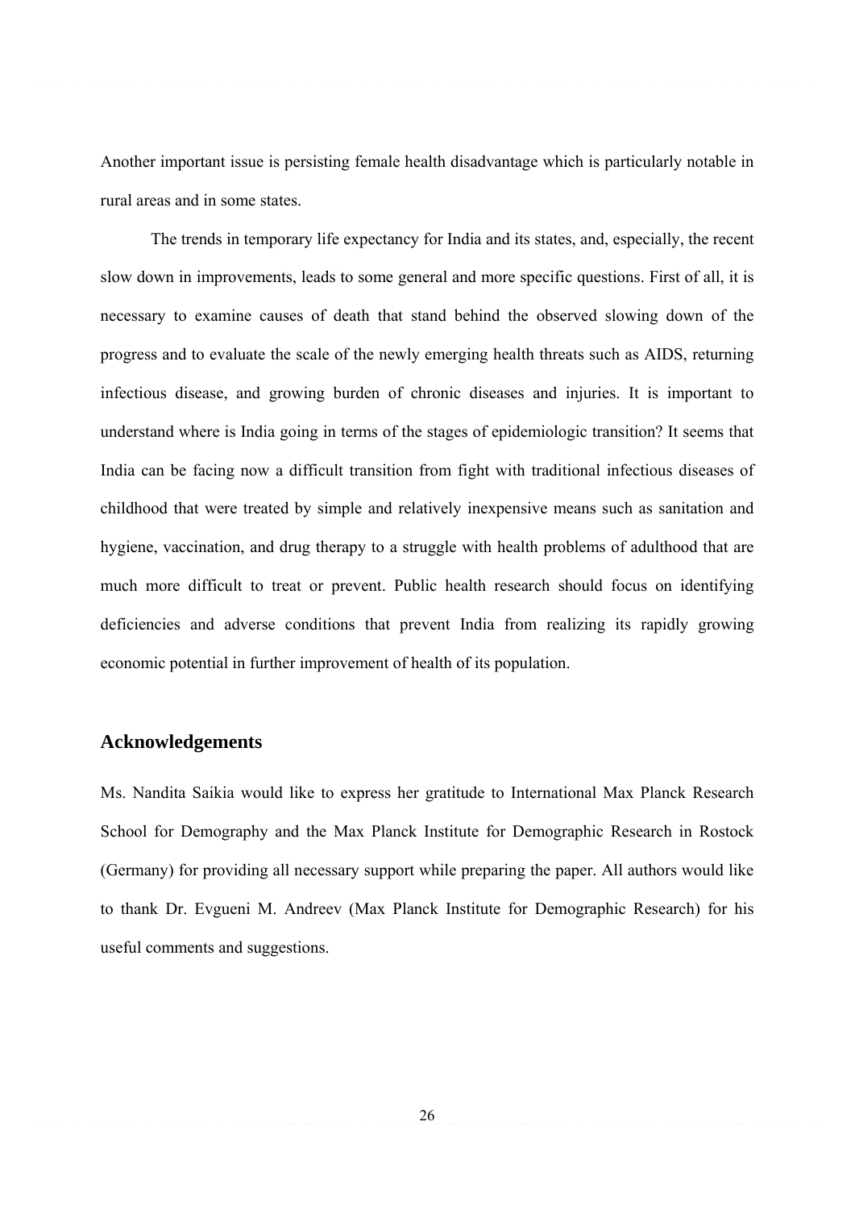Another important issue is persisting female health disadvantage which is particularly notable in rural areas and in some states.

The trends in temporary life expectancy for India and its states, and, especially, the recent slow down in improvements, leads to some general and more specific questions. First of all, it is necessary to examine causes of death that stand behind the observed slowing down of the progress and to evaluate the scale of the newly emerging health threats such as AIDS, returning infectious disease, and growing burden of chronic diseases and injuries. It is important to understand where is India going in terms of the stages of epidemiologic transition? It seems that India can be facing now a difficult transition from fight with traditional infectious diseases of childhood that were treated by simple and relatively inexpensive means such as sanitation and hygiene, vaccination, and drug therapy to a struggle with health problems of adulthood that are much more difficult to treat or prevent. Public health research should focus on identifying deficiencies and adverse conditions that prevent India from realizing its rapidly growing economic potential in further improvement of health of its population.

## Acknowledgements

Ms. Nandita Saikia would like to express her gratitude to International Max Planck Research School for Demography and the Max Planck Institute for Demographic Research in Rostock (Germany) for providing all necessary support while preparing the paper. All authors would like to thank Dr. Evgueni M. Andreev (Max Planck Institute for Demographic Research) for his useful comments and suggestions.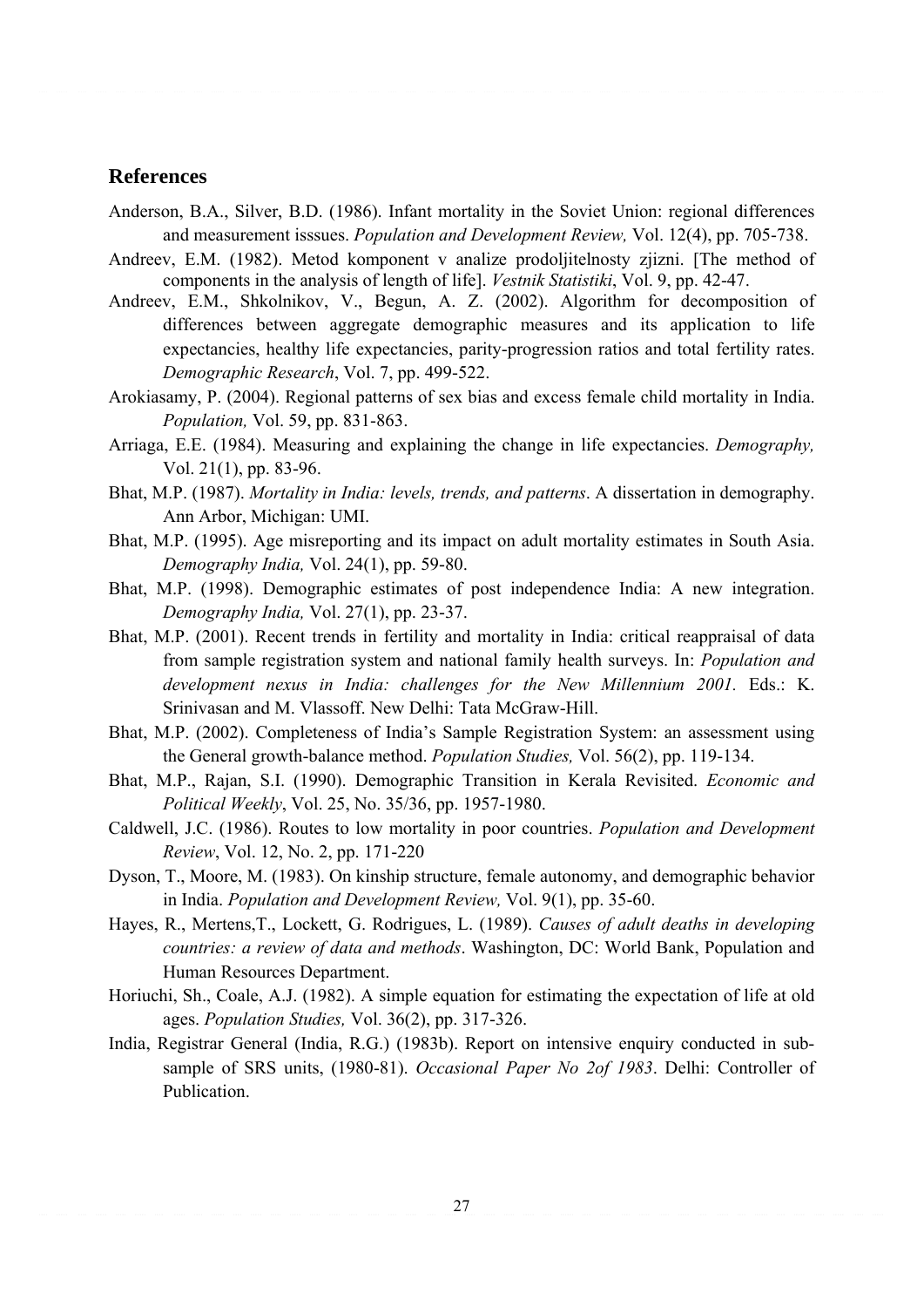## References

Anderson, B.A., Silver, B.D. (1986). Infant mortality in the Soviet Union: regional differences and measurement isssues. *Population and Development Review,* Vol. 12(4), pp. 705-738.

Andreev, E.M. (1982). Metod komponent v analize prodoljitelnosty zjizni. [The method of components in the analysis of length of life]. *Vestnik Statistiki*, Vol. 9, pp. 42-47.

Andreev, E.M., Shkolnikov, V., Begun, A. Z. (2002). Algorithm for decomposition of differences between aggregate demographic measures and its application to life expectancies, healthy life expectancies, parity-progression ratios and total fertility rates. *Demographic Research*, Vol. 7, pp. 499-522.

Arokiasamy, P. (2004). Regional patterns of sex bias and excess female child mortality in India. *Population,* Vol. 59, pp. 831-863.

Arriaga, E.E. (1984). Measuring and explaining the change in life expectancies. *Demography,* Vol. 21(1), pp. 83-96.

Bhat, M.P. (1987). *Mortality in India: levels, trends, and patterns*. A dissertation in demography. Ann Arbor, Michigan: UMI.

Bhat, M.P. (1995). Age misreporting and its impact on adult mortality estimates in South Asia. *Demography India,* Vol. 24(1), pp. 59-80.

Bhat, M.P. (1998). Demographic estimates of post independence India: A new integration. *Demography India,* Vol. 27(1), pp. 23-37.

Bhat, M.P. (2001). Recent trends in fertility and mortality in India: critical reappraisal of data from sample registration system and national family health surveys. In: *Population and development nexus in India: challenges for the New Millennium 2001.* Eds.: K. Srinivasan and M. Vlassoff. New Delhi: Tata McGraw-Hill.

Bhat, M.P. (2002). Completeness of India's Sample Registration System: an assessment using the General growth-balance method. *Population Studies,* Vol. 56(2), pp. 119-134.

Bhat, M.P., Rajan, S.I. (1990). Demographic Transition in Kerala Revisited. *Economic and Political Weekly*, Vol. 25, No. 35/36, pp. 1957-1980.

Caldwell, J.C. (1986). Routes to low mortality in poor countries. *Population and Development Review*, Vol. 12, No. 2, pp. 171-220

Dyson, T., Moore, M. (1983). On kinship structure, female autonomy, and demographic behavior in India. *Population and Development Review,* Vol. 9(1), pp. 35-60.

Hayes, R., Mertens,T., Lockett, G. Rodrigues, L. (1989). *Causes of adult deaths in developing countries: a review of data and methods*. Washington, DC: World Bank, Population and Human Resources Department.

Horiuchi, Sh., Coale, A.J. (1982). A simple equation for estimating the expectation of life at old ages. *Population Studies,* Vol. 36(2), pp. 317-326.

India, Registrar General (India, R.G.) (1983b). Report on intensive enquiry conducted in sub-sample of SRS units, (1980-81). *Occasional Paper No 2of 1983*. Delhi: Controller of Publication.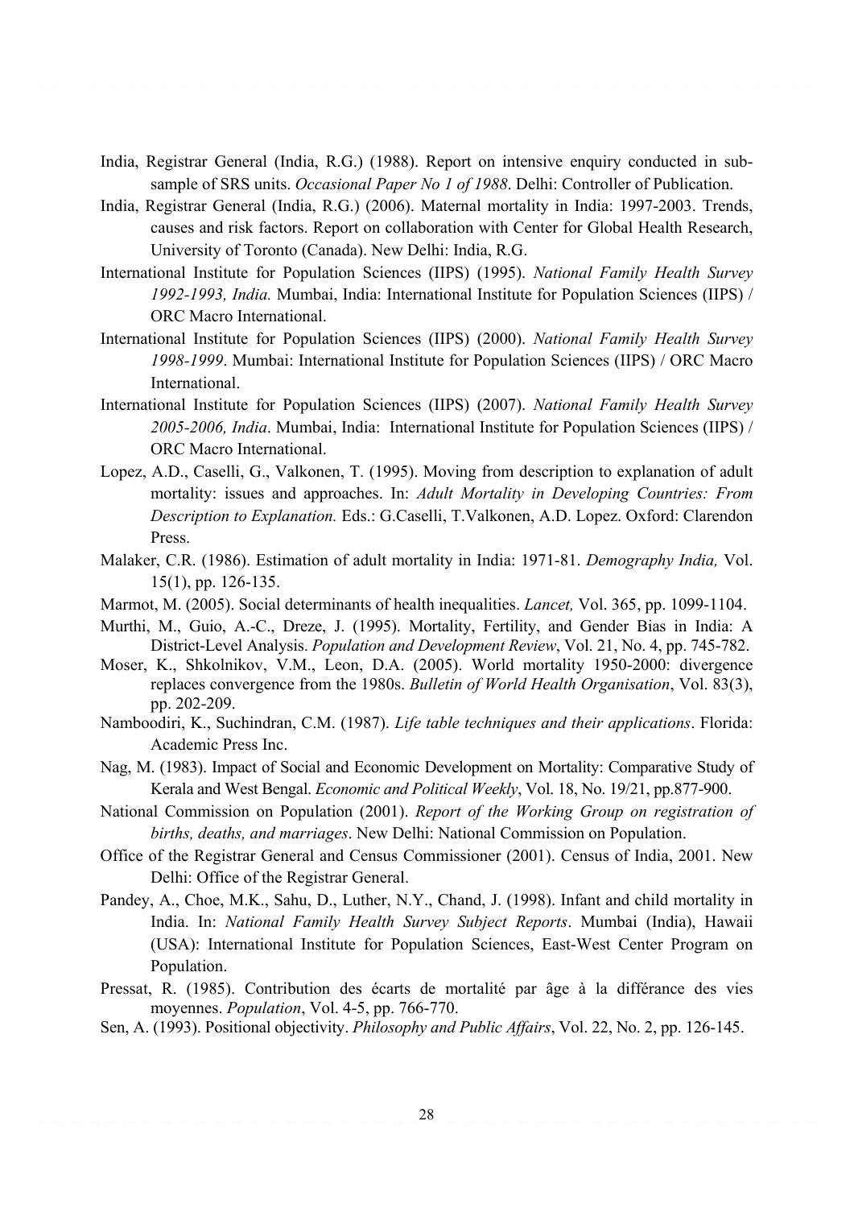India, Registrar General (India, R.G.) (1988). Report on intensive enquiry conducted in sub-sample of SRS units. *Occasional Paper No 1 of 1988*. Delhi: Controller of Publication.

India, Registrar General (India, R.G.) (2006). Maternal mortality in India: 1997-2003. Trends, causes and risk factors. Report on collaboration with Center for Global Health Research, University of Toronto (Canada). New Delhi: India, R.G.

International Institute for Population Sciences (IIPS) (1995). *National Family Health Survey 1992-1993, India.* Mumbai, India: International Institute for Population Sciences (IIPS) / ORC Macro International.

International Institute for Population Sciences (IIPS) (2000). *National Family Health Survey 1998-1999*. Mumbai: International Institute for Population Sciences (IIPS) / ORC Macro International.

International Institute for Population Sciences (IIPS) (2007). *National Family Health Survey 2005-2006, India*. Mumbai, India: International Institute for Population Sciences (IIPS) / ORC Macro International.

Lopez, A.D., Caselli, G., Valkonen, T. (1995). Moving from description to explanation of adult mortality: issues and approaches. In: *Adult Mortality in Developing Countries: From Description to Explanation.* Eds.: G.Caselli, T.Valkonen, A.D. Lopez. Oxford: Clarendon Press.

Malaker, C.R. (1986). Estimation of adult mortality in India: 1971-81. *Demography India,* Vol. 15(1), pp. 126-135.

Marmot, M. (2005). Social determinants of health inequalities. *Lancet,* Vol. 365, pp. 1099-1104.

Murthi, M., Guio, A.-C., Dreze, J. (1995). Mortality, Fertility, and Gender Bias in India: A District-Level Analysis. *Population and Development Review*, Vol. 21, No. 4, pp. 745-782.

Moser, K., Shkolnikov, V.M., Leon, D.A. (2005). World mortality 1950-2000: divergence replaces convergence from the 1980s. *Bulletin of World Health Organisation*, Vol. 83(3), pp. 202-209.

Namboodiri, K., Suchindran, C.M. (1987). *Life table techniques and their applications*. Florida: Academic Press Inc.

Nag, M. (1983). Impact of Social and Economic Development on Mortality: Comparative Study of Kerala and West Bengal. *Economic and Political Weekly*, Vol. 18, No. 19/21, pp.877-900.

National Commission on Population (2001). *Report of the Working Group on registration of births, deaths, and marriages*. New Delhi: National Commission on Population.

Office of the Registrar General and Census Commissioner (2001). Census of India, 2001. New Delhi: Office of the Registrar General.

Pandey, A., Choe, M.K., Sahu, D., Luther, N.Y., Chand, J. (1998). Infant and child mortality in India. In: *National Family Health Survey Subject Reports*. Mumbai (India), Hawaii (USA): International Institute for Population Sciences, East-West Center Program on Population.

Pressat, R. (1985). Contribution des écarts de mortalité par âge à la différance des vies moyennes. *Population*, Vol. 4-5, pp. 766-770.

Sen, A. (1993). Positional objectivity. *Philosophy and Public Affairs*, Vol. 22, No. 2, pp. 126-145.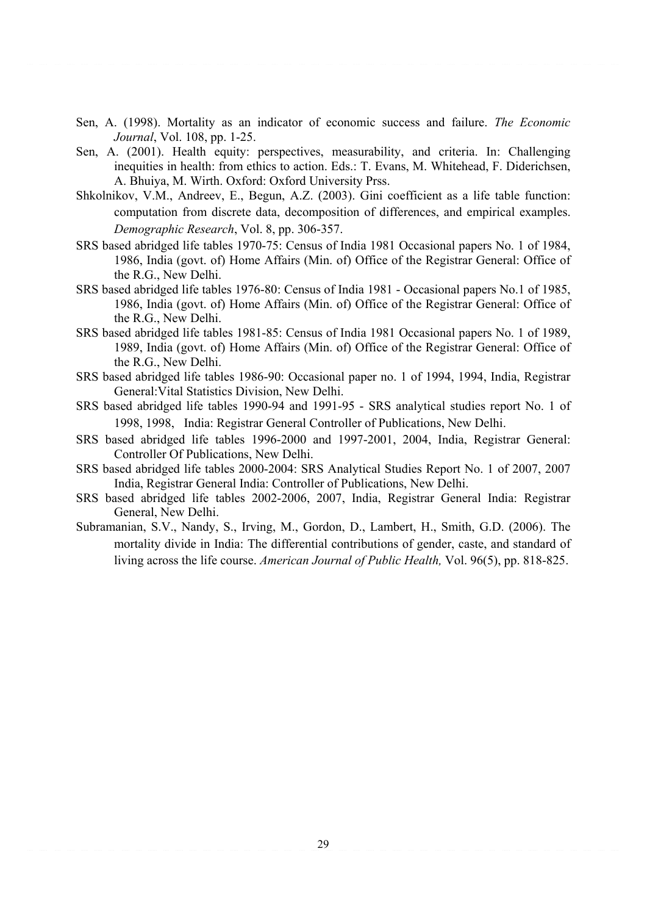Sen, A. (1998). Mortality as an indicator of economic success and failure. *The Economic Journal*, Vol. 108, pp. 1-25.

Sen, A. (2001). Health equity: perspectives, measurability, and criteria. In: Challenging inequities in health: from ethics to action. Eds.: T. Evans, M. Whitehead, F. Diderichsen, A. Bhuiya, M. Wirth. Oxford: Oxford University Prss.

Shkolnikov, V.M., Andreev, E., Begun, A.Z. (2003). Gini coefficient as a life table function: computation from discrete data, decomposition of differences, and empirical examples. *Demographic Research*, Vol. 8, pp. 306-357.

SRS based abridged life tables 1970-75: Census of India 1981 Occasional papers No. 1 of 1984, 1986, India (govt. of) Home Affairs (Min. of) Office of the Registrar General: Office of the R.G., New Delhi.

SRS based abridged life tables 1976-80: Census of India 1981 - Occasional papers No.1 of 1985, 1986, India (govt. of) Home Affairs (Min. of) Office of the Registrar General: Office of the R.G., New Delhi.

SRS based abridged life tables 1981-85: Census of India 1981 Occasional papers No. 1 of 1989, 1989, India (govt. of) Home Affairs (Min. of) Office of the Registrar General: Office of the R.G., New Delhi.

SRS based abridged life tables 1986-90: Occasional paper no. 1 of 1994, 1994, India, Registrar General:Vital Statistics Division, New Delhi.

SRS based abridged life tables 1990-94 and 1991-95 - SRS analytical studies report No. 1 of 1998, 1998, India: Registrar General Controller of Publications, New Delhi.

SRS based abridged life tables 1996-2000 and 1997-2001, 2004, India, Registrar General: Controller Of Publications, New Delhi.

SRS based abridged life tables 2000-2004: SRS Analytical Studies Report No. 1 of 2007, 2007 India, Registrar General India: Controller of Publications, New Delhi.

SRS based abridged life tables 2002-2006, 2007, India, Registrar General India: Registrar General, New Delhi.

Subramanian, S.V., Nandy, S., Irving, M., Gordon, D., Lambert, H., Smith, G.D. (2006). The mortality divide in India: The differential contributions of gender, caste, and standard of living across the life course. *American Journal of Public Health,* Vol. 96(5), pp. 818-825.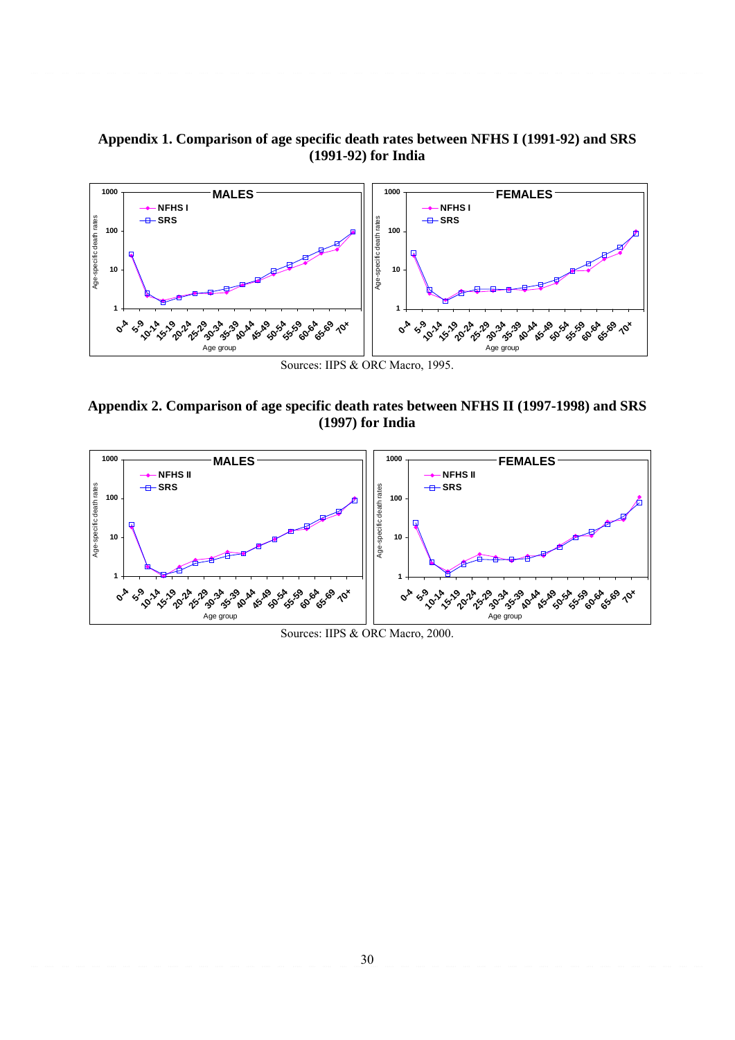**Appendix 1. Comparison of age specific death rates between NFHS I (1991-92) and SRS (1991-92) for India**

Sources: IIPS & ORC Macro, 1995.

**Appendix 2. Comparison of age specific death rates between NFHS II (1997-1998) and SRS (1997) for India**

Sources: IIPS & ORC Macro, 2000.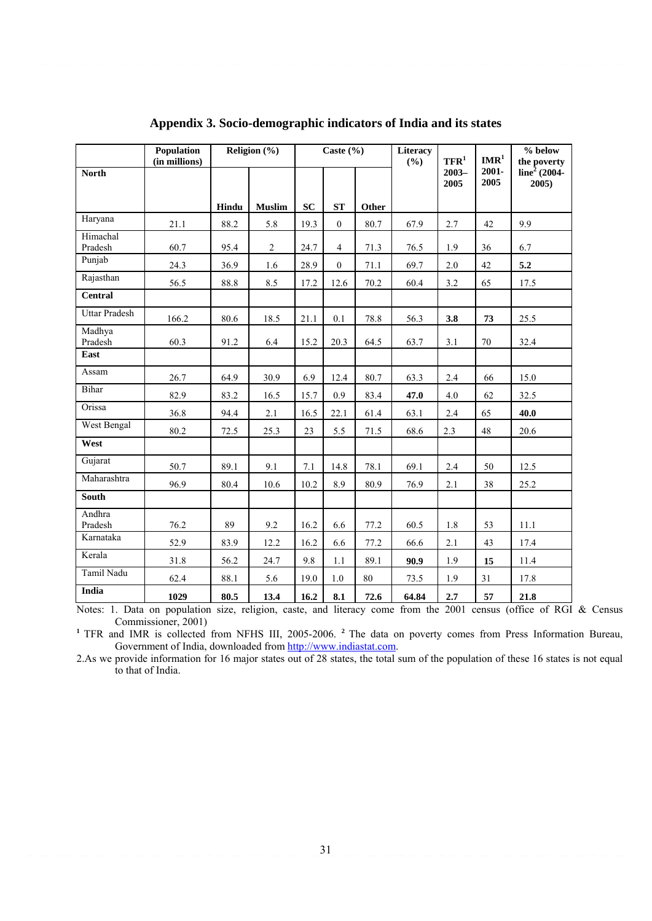## Appendix 3. Socio-demographic indicators of India and its states

| | Population (in millions) | Religion (%) | | Caste (%) | | | Literacy (%) | TFR[1] 2003–2005 | IMR[1] 2001-2005 | % below the poverty line[2] (2004-2005) |
|---|---|---|---|---|---|---|---|---|---|---|
| **North** | | **Hindu** | **Muslim** | **SC** | **ST** | **Other** | | | | |
| Haryana | 21.1 | 88.2 | 5.8 | 19.3 | 0 | 80.7 | 67.9 | 2.7 | 42 | 9.9 |
| Himachal Pradesh | 60.7 | 95.4 | 2 | 24.7 | 4 | 71.3 | 76.5 | 1.9 | 36 | 6.7 |
| Punjab | 24.3 | 36.9 | 1.6 | 28.9 | 0 | 71.1 | 69.7 | 2.0 | 42 | **5.2** |
| Rajasthan | 56.5 | 88.8 | 8.5 | 17.2 | 12.6 | 70.2 | 60.4 | 3.2 | 65 | 17.5 |
| **Central** | | | | | | | | | | |
| Uttar Pradesh | 166.2 | 80.6 | 18.5 | 21.1 | 0.1 | 78.8 | 56.3 | **3.8** | **73** | 25.5 |
| Madhya Pradesh | 60.3 | 91.2 | 6.4 | 15.2 | 20.3 | 64.5 | 63.7 | 3.1 | 70 | 32.4 |
| **East** | | | | | | | | | | |
| Assam | 26.7 | 64.9 | 30.9 | 6.9 | 12.4 | 80.7 | 63.3 | 2.4 | 66 | 15.0 |
| Bihar | 82.9 | 83.2 | 16.5 | 15.7 | 0.9 | 83.4 | **47.0** | 4.0 | 62 | 32.5 |
| Orissa | 36.8 | 94.4 | 2.1 | 16.5 | 22.1 | 61.4 | 63.1 | 2.4 | 65 | **40.0** |
| West Bengal | 80.2 | 72.5 | 25.3 | 23 | 5.5 | 71.5 | 68.6 | 2.3 | 48 | 20.6 |
| **West** | | | | | | | | | | |
| Gujarat | 50.7 | 89.1 | 9.1 | 7.1 | 14.8 | 78.1 | 69.1 | 2.4 | 50 | 12.5 |
| Maharashtra | 96.9 | 80.4 | 10.6 | 10.2 | 8.9 | 80.9 | 76.9 | 2.1 | 38 | 25.2 |
| **South** | | | | | | | | | | |
| Andhra Pradesh | 76.2 | 89 | 9.2 | 16.2 | 6.6 | 77.2 | 60.5 | 1.8 | 53 | 11.1 |
| Karnataka | 52.9 | 83.9 | 12.2 | 16.2 | 6.6 | 77.2 | 66.6 | 2.1 | 43 | 17.4 |
| Kerala | 31.8 | 56.2 | 24.7 | 9.8 | 1.1 | 89.1 | **90.9** | 1.9 | **15** | 11.4 |
| Tamil Nadu | 62.4 | 88.1 | 5.6 | 19.0 | 1.0 | 80 | 73.5 | 1.9 | 31 | 17.8 |
| **India** | **1029** | **80.5** | **13.4** | **16.2** | **8.1** | **72.6** | **64.84** | **2.7** | **57** | **21.8** |

Notes: 1. Data on population size, religion, caste, and literacy come from the 2001 census (office of RGI & Census Commissioner, 2001)

[1] TFR and IMR is collected from NFHS III, 2005-2006. [2] The data on poverty comes from Press Information Bureau, Government of India, downloaded from http://www.indiastat.com.

2.As we provide information for 16 major states out of 28 states, the total sum of the population of these 16 states is not equal to that of India.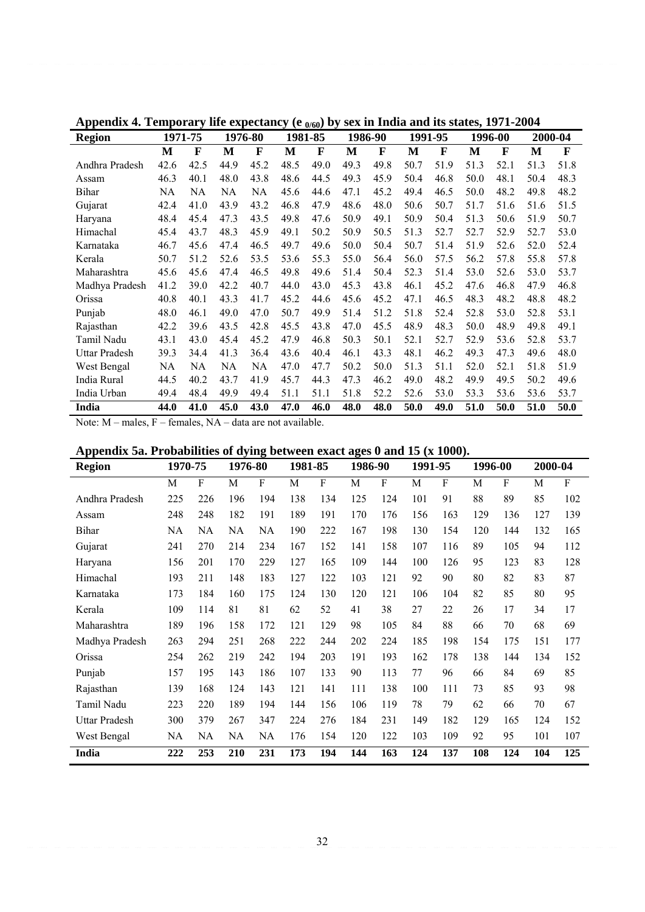## Appendix 4. Temporary life expectancy ($e_{0/60}$) by sex in India and its states, 1971-2004

| Region | 1971-75 | | 1976-80 | | 1981-85 | | 1986-90 | | 1991-95 | | 1996-00 | | 2000-04 | |
|---|---|---|---|---|---|---|---|---|---|---|---|---|---|---|
| | **M** | **F** | **M** | **F** | **M** | **F** | **M** | **F** | **M** | **F** | **M** | **F** | **M** | **F** |
| Andhra Pradesh | 42.6 | 42.5 | 44.9 | 45.2 | 48.5 | 49.0 | 49.3 | 49.8 | 50.7 | 51.9 | 51.3 | 52.1 | 51.3 | 51.8 |
| Assam | 46.3 | 40.1 | 48.0 | 43.8 | 48.6 | 44.5 | 49.3 | 45.9 | 50.4 | 46.8 | 50.0 | 48.1 | 50.4 | 48.3 |
| Bihar | NA | NA | NA | NA | 45.6 | 44.6 | 47.1 | 45.2 | 49.4 | 46.5 | 50.0 | 48.2 | 49.8 | 48.2 |
| Gujarat | 42.4 | 41.0 | 43.9 | 43.2 | 46.8 | 47.9 | 48.6 | 48.0 | 50.6 | 50.7 | 51.7 | 51.6 | 51.6 | 51.5 |
| Haryana | 48.4 | 45.4 | 47.3 | 43.5 | 49.8 | 47.6 | 50.9 | 49.1 | 50.9 | 50.4 | 51.3 | 50.6 | 51.9 | 50.7 |
| Himachal | 45.4 | 43.7 | 48.3 | 45.9 | 49.1 | 50.2 | 50.9 | 50.5 | 51.3 | 52.7 | 52.7 | 52.9 | 52.7 | 53.0 |
| Karnataka | 46.7 | 45.6 | 47.4 | 46.5 | 49.7 | 49.6 | 50.0 | 50.4 | 50.7 | 51.4 | 51.9 | 52.6 | 52.0 | 52.4 |
| Kerala | 50.7 | 51.2 | 52.6 | 53.5 | 53.6 | 55.3 | 55.0 | 56.4 | 56.0 | 57.5 | 56.2 | 57.8 | 55.8 | 57.8 |
| Maharashtra | 45.6 | 45.6 | 47.4 | 46.5 | 49.8 | 49.6 | 51.4 | 50.4 | 52.3 | 51.4 | 53.0 | 52.6 | 53.0 | 53.7 |
| Madhya Pradesh | 41.2 | 39.0 | 42.2 | 40.7 | 44.0 | 43.0 | 45.3 | 43.8 | 46.1 | 45.2 | 47.6 | 46.8 | 47.9 | 46.8 |
| Orissa | 40.8 | 40.1 | 43.3 | 41.7 | 45.2 | 44.6 | 45.6 | 45.2 | 47.1 | 46.5 | 48.3 | 48.2 | 48.8 | 48.2 |
| Punjab | 48.0 | 46.1 | 49.0 | 47.0 | 50.7 | 49.9 | 51.4 | 51.2 | 51.8 | 52.4 | 52.8 | 53.0 | 52.8 | 53.1 |
| Rajasthan | 42.2 | 39.6 | 43.5 | 42.8 | 45.5 | 43.8 | 47.0 | 45.5 | 48.9 | 48.3 | 50.0 | 48.9 | 49.8 | 49.1 |
| Tamil Nadu | 43.1 | 43.0 | 45.4 | 45.2 | 47.9 | 46.8 | 50.3 | 50.1 | 52.1 | 52.7 | 52.9 | 53.6 | 52.8 | 53.7 |
| Uttar Pradesh | 39.3 | 34.4 | 41.3 | 36.4 | 43.6 | 40.4 | 46.1 | 43.3 | 48.1 | 46.2 | 49.3 | 47.3 | 49.6 | 48.0 |
| West Bengal | NA | NA | NA | NA | 47.0 | 47.7 | 50.2 | 50.0 | 51.3 | 51.1 | 52.0 | 52.1 | 51.8 | 51.9 |
| India Rural | 44.5 | 40.2 | 43.7 | 41.9 | 45.7 | 44.3 | 47.3 | 46.2 | 49.0 | 48.2 | 49.9 | 49.5 | 50.2 | 49.6 |
| India Urban | 49.4 | 48.4 | 49.9 | 49.4 | 51.1 | 51.1 | 51.8 | 52.2 | 52.6 | 53.0 | 53.3 | 53.6 | 53.6 | 53.7 |
| **India** | **44.0** | **41.0** | **45.0** | **43.0** | **47.0** | **46.0** | **48.0** | **48.0** | **50.0** | **49.0** | **51.0** | **50.0** | **51.0** | **50.0** |

Note: M – males, F – females, NA – data are not available.

## Appendix 5a. Probabilities of dying between exact ages 0 and 15 (x 1000).

| Region | 1970-75 | | 1976-80 | | 1981-85 | | 1986-90 | | 1991-95 | | 1996-00 | | 2000-04 | |
|---|---|---|---|---|---|---|---|---|---|---|---|---|---|---|
| | M | F | M | F | M | F | M | F | M | F | M | F | M | F |
| Andhra Pradesh | 225 | 226 | 196 | 194 | 138 | 134 | 125 | 124 | 101 | 91 | 88 | 89 | 85 | 102 |
| Assam | 248 | 248 | 182 | 191 | 189 | 191 | 170 | 176 | 156 | 163 | 129 | 136 | 127 | 139 |
| Bihar | NA | NA | NA | NA | 190 | 222 | 167 | 198 | 130 | 154 | 120 | 144 | 132 | 165 |
| Gujarat | 241 | 270 | 214 | 234 | 167 | 152 | 141 | 158 | 107 | 116 | 89 | 105 | 94 | 112 |
| Haryana | 156 | 201 | 170 | 229 | 127 | 165 | 109 | 144 | 100 | 126 | 95 | 123 | 83 | 128 |
| Himachal | 193 | 211 | 148 | 183 | 127 | 122 | 103 | 121 | 92 | 90 | 80 | 82 | 83 | 87 |
| Karnataka | 173 | 184 | 160 | 175 | 124 | 130 | 120 | 121 | 106 | 104 | 82 | 85 | 80 | 95 |
| Kerala | 109 | 114 | 81 | 81 | 62 | 52 | 41 | 38 | 27 | 22 | 26 | 17 | 34 | 17 |
| Maharashtra | 189 | 196 | 158 | 172 | 121 | 129 | 98 | 105 | 84 | 88 | 66 | 70 | 68 | 69 |
| Madhya Pradesh | 263 | 294 | 251 | 268 | 222 | 244 | 202 | 224 | 185 | 198 | 154 | 175 | 151 | 177 |
| Orissa | 254 | 262 | 219 | 242 | 194 | 203 | 191 | 193 | 162 | 178 | 138 | 144 | 134 | 152 |
| Punjab | 157 | 195 | 143 | 186 | 107 | 133 | 90 | 113 | 77 | 96 | 66 | 84 | 69 | 85 |
| Rajasthan | 139 | 168 | 124 | 143 | 121 | 141 | 111 | 138 | 100 | 111 | 73 | 85 | 93 | 98 |
| Tamil Nadu | 223 | 220 | 189 | 194 | 144 | 156 | 106 | 119 | 78 | 79 | 62 | 66 | 70 | 67 |
| Uttar Pradesh | 300 | 379 | 267 | 347 | 224 | 276 | 184 | 231 | 149 | 182 | 129 | 165 | 124 | 152 |
| West Bengal | NA | NA | NA | NA | 176 | 154 | 120 | 122 | 103 | 109 | 92 | 95 | 101 | 107 |
| **India** | **222** | **253** | **210** | **231** | **173** | **194** | **144** | **163** | **124** | **137** | **108** | **124** | **104** | **125** |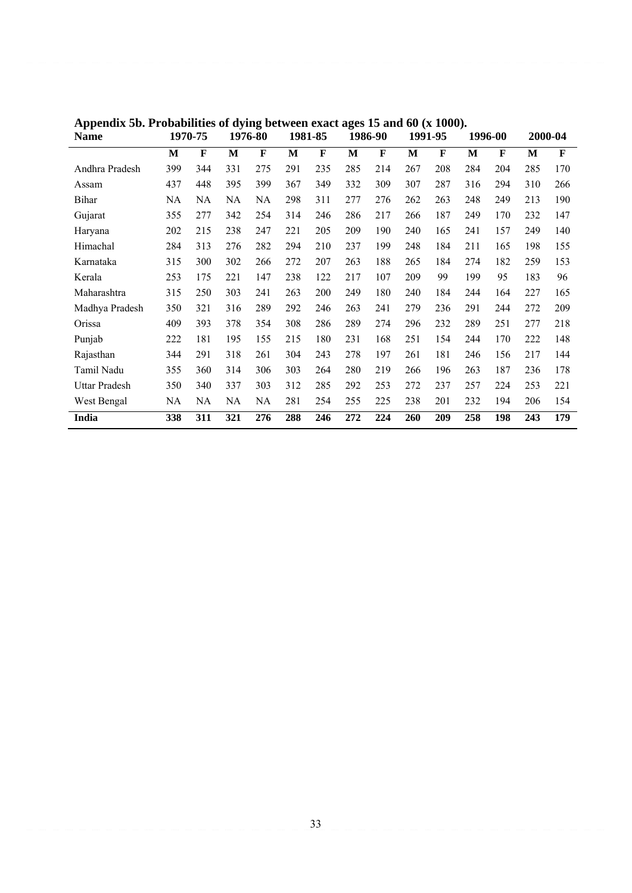**Appendix 5b. Probabilities of dying between exact ages 15 and 60 (x 1000).**

| Name | 1970-75 | | 1976-80 | | 1981-85 | | 1986-90 | | 1991-95 | | 1996-00 | | 2000-04 | |
|---|---|---|---|---|---|---|---|---|---|---|---|---|---|---|
| | **M** | **F** | **M** | **F** | **M** | **F** | **M** | **F** | **M** | **F** | **M** | **F** | **M** | **F** |
| Andhra Pradesh | 399 | 344 | 331 | 275 | 291 | 235 | 285 | 214 | 267 | 208 | 284 | 204 | 285 | 170 |
| Assam | 437 | 448 | 395 | 399 | 367 | 349 | 332 | 309 | 307 | 287 | 316 | 294 | 310 | 266 |
| Bihar | NA | NA | NA | NA | 298 | 311 | 277 | 276 | 262 | 263 | 248 | 249 | 213 | 190 |
| Gujarat | 355 | 277 | 342 | 254 | 314 | 246 | 286 | 217 | 266 | 187 | 249 | 170 | 232 | 147 |
| Haryana | 202 | 215 | 238 | 247 | 221 | 205 | 209 | 190 | 240 | 165 | 241 | 157 | 249 | 140 |
| Himachal | 284 | 313 | 276 | 282 | 294 | 210 | 237 | 199 | 248 | 184 | 211 | 165 | 198 | 155 |
| Karnataka | 315 | 300 | 302 | 266 | 272 | 207 | 263 | 188 | 265 | 184 | 274 | 182 | 259 | 153 |
| Kerala | 253 | 175 | 221 | 147 | 238 | 122 | 217 | 107 | 209 | 99 | 199 | 95 | 183 | 96 |
| Maharashtra | 315 | 250 | 303 | 241 | 263 | 200 | 249 | 180 | 240 | 184 | 244 | 164 | 227 | 165 |
| Madhya Pradesh | 350 | 321 | 316 | 289 | 292 | 246 | 263 | 241 | 279 | 236 | 291 | 244 | 272 | 209 |
| Orissa | 409 | 393 | 378 | 354 | 308 | 286 | 289 | 274 | 296 | 232 | 289 | 251 | 277 | 218 |
| Punjab | 222 | 181 | 195 | 155 | 215 | 180 | 231 | 168 | 251 | 154 | 244 | 170 | 222 | 148 |
| Rajasthan | 344 | 291 | 318 | 261 | 304 | 243 | 278 | 197 | 261 | 181 | 246 | 156 | 217 | 144 |
| Tamil Nadu | 355 | 360 | 314 | 306 | 303 | 264 | 280 | 219 | 266 | 196 | 263 | 187 | 236 | 178 |
| Uttar Pradesh | 350 | 340 | 337 | 303 | 312 | 285 | 292 | 253 | 272 | 237 | 257 | 224 | 253 | 221 |
| West Bengal | NA | NA | NA | NA | 281 | 254 | 255 | 225 | 238 | 201 | 232 | 194 | 206 | 154 |
| **India** | **338** | **311** | **321** | **276** | **288** | **246** | **272** | **224** | **260** | **209** | **258** | **198** | **243** | **179** |